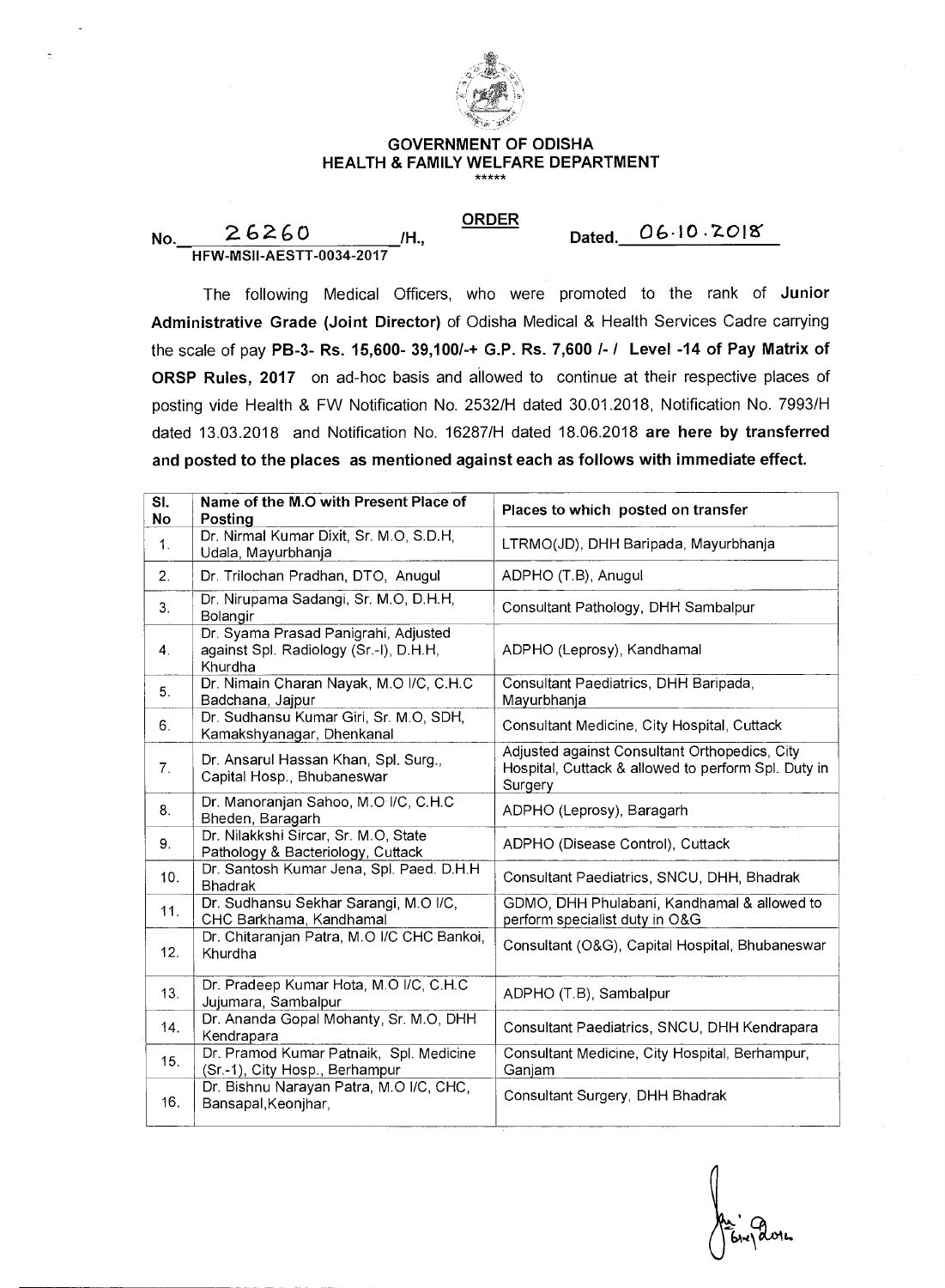# GOVERNMENT OF ODISHA
## HEALTH & FAMILY WELFARE DEPARTMENT

\*\*\*\*\*

**ORDER**

No. 26260 /H., Dated. 06.10.2018
HFW-MSII-AESTT-0034-2017

The following Medical Officers, who were promoted to the rank of **Junior Administrative Grade (Joint Director)** of Odisha Medical & Health Services Cadre carrying the scale of pay **PB-3- Rs. 15,600- 39,100/-+ G.P. Rs. 7,600 /- / Level -14 of Pay Matrix of ORSP Rules, 2017** on ad-hoc basis and allowed to continue at their respective places of posting vide Health & FW Notification No. 2532/H dated 30.01.2018, Notification No. 7993/H dated 13.03.2018 and Notification No. 16287/H dated 18.06.2018 **are here by transferred and posted to the places as mentioned against each as follows with immediate effect.**

| Sl. No | Name of the M.O with Present Place of Posting | Places to which posted on transfer |
|---|---|---|
| 1. | Dr. Nirmal Kumar Dixit, Sr. M.O, S.D.H, Udala, Mayurbhanja | LTRMO(JD), DHH Baripada, Mayurbhanja |
| 2. | Dr. Trilochan Pradhan, DTO, Anugul | ADPHO (T.B), Anugul |
| 3. | Dr. Nirupama Sadangi, Sr. M.O, D.H.H, Bolangir | Consultant Pathology, DHH Sambalpur |
| 4. | Dr. Syama Prasad Panigrahi, Adjusted against Spl. Radiology (Sr.-I), D.H.H, Khurdha | ADPHO (Leprosy), Kandhamal |
| 5. | Dr. Nimain Charan Nayak, M.O I/C, C.H.C Badchana, Jajpur | Consultant Paediatrics, DHH Baripada, Mayurbhanja |
| 6. | Dr. Sudhansu Kumar Giri, Sr. M.O, SDH, Kamakshyanagar, Dhenkanal | Consultant Medicine, City Hospital, Cuttack |
| 7. | Dr. Ansarul Hassan Khan, Spl. Surg., Capital Hosp., Bhubaneswar | Adjusted against Consultant Orthopedics, City Hospital, Cuttack & allowed to perform Spl. Duty in Surgery |
| 8. | Dr. Manoranjan Sahoo, M.O I/C, C.H.C Bheden, Baragarh | ADPHO (Leprosy), Baragarh |
| 9. | Dr. Nilakkshi Sircar, Sr. M.O, State Pathology & Bacteriology, Cuttack | ADPHO (Disease Control), Cuttack |
| 10. | Dr. Santosh Kumar Jena, Spl. Paed. D.H.H Bhadrak | Consultant Paediatrics, SNCU, DHH, Bhadrak |
| 11. | Dr. Sudhansu Sekhar Sarangi, M.O I/C, CHC Barkhama, Kandhamal | GDMO, DHH Phulabani, Kandhamal & allowed to perform specialist duty in O&G |
| 12. | Dr. Chitaranjan Patra, M.O I/C CHC Bankoi, Khurdha | Consultant (O&G), Capital Hospital, Bhubaneswar |
| 13. | Dr. Pradeep Kumar Hota, M.O I/C, C.H.C Jujumara, Sambalpur | ADPHO (T.B), Sambalpur |
| 14. | Dr. Ananda Gopal Mohanty, Sr. M.O, DHH Kendrapara | Consultant Paediatrics, SNCU, DHH Kendrapara |
| 15. | Dr. Pramod Kumar Patnaik, Spl. Medicine (Sr.-1), City Hosp., Berhampur | Consultant Medicine, City Hospital, Berhampur, Ganjam |
| 16. | Dr. Bishnu Narayan Patra, M.O I/C, CHC, Bansapal,Keonjhar, | Consultant Surgery, DHH Bhadrak |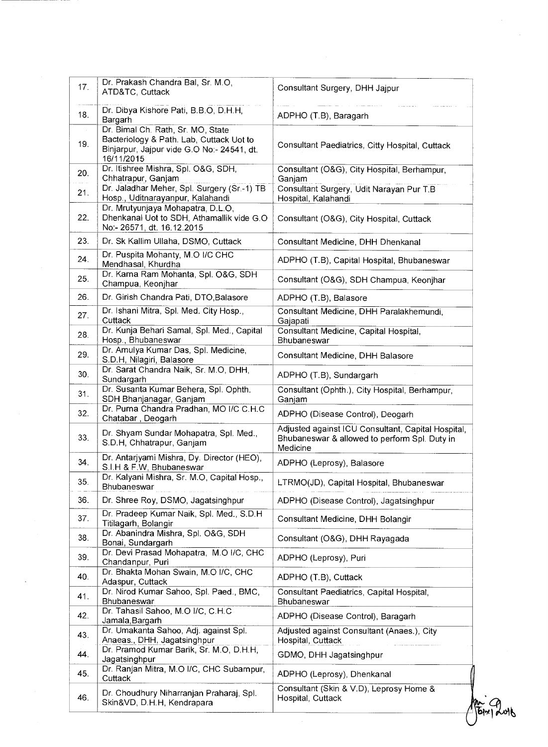| | | |
|---|---|---|
| 17. | Dr. Prakash Chandra Bal, Sr. M.O, ATD&TC, Cuttack | Consultant Surgery, DHH Jajpur |
| 18. | Dr. Dibya Kishore Pati, B.B.O, D.H.H, Bargarh | ADPHO (T.B), Baragarh |
| 19. | Dr. Bimal Ch. Rath, Sr. MO, State Bacteriology & Path. Lab, Cuttack Uot to Binjarpur, Jajpur vide G.O No:- 24541, dt. 16/11/2015 | Consultant Paediatrics, Citty Hospital, Cuttack |
| 20. | Dr. Itishree Mishra, Spl. O&G, SDH, Chhatrapur, Ganjam | Consultant (O&G), City Hospital, Berhampur, Ganjam |
| 21. | Dr. Jaladhar Meher, Spl. Surgery (Sr.-1) TB Hosp., Uditnarayanpur, Kalahandi | Consultant Surgery, Udit Narayan Pur T.B Hospital, Kalahandi |
| 22. | Dr. Mrutyunjaya Mohapatra, D.L.O, Dhenkanal Uot to SDH, Athamallik vide G.O No:- 26571, dt. 16.12.2015 | Consultant (O&G), City Hospital, Cuttack |
| 23. | Dr. Sk Kallim Ullaha, DSMO, Cuttack | Consultant Medicine, DHH Dhenkanal |
| 24. | Dr. Puspita Mohanty, M.O I/C CHC Mendhasal, Khurdha | ADPHO (T.B), Capital Hospital, Bhubaneswar |
| 25. | Dr. Karna Ram Mohanta, Spl. O&G, SDH Champua, Keonjhar | Consultant (O&G), SDH Champua, Keonjhar |
| 26. | Dr. Girish Chandra Pati, DTO,Balasore | ADPHO (T.B), Balasore |
| 27. | Dr. Ishani Mitra, Spl. Med. City Hosp., Cuttack | Consultant Medicine, DHH Paralakhemundi, Gajapati |
| 28. | Dr. Kunja Behari Samal, Spl. Med., Capital Hosp., Bhubaneswar | Consultant Medicine, Capital Hospital, Bhubaneswar |
| 29. | Dr. Amulya Kumar Das, Spl. Medicine, S.D.H, Nilagiri, Balasore | Consultant Medicine, DHH Balasore |
| 30. | Dr. Sarat Chandra Naik, Sr. M.O, DHH, Sundargarh | ADPHO (T.B), Sundargarh |
| 31. | Dr. Susanta Kumar Behera, Spl. Ophth. SDH Bhanjanagar, Ganjam | Consultant (Ophth.), City Hospital, Berhampur, Ganjam |
| 32. | Dr. Purna Chandra Pradhan, MO I/C C.H.C Chatabar , Deogarh | ADPHO (Disease Control), Deogarh |
| 33. | Dr. Shyam Sundar Mohapatra, Spl. Med., S.D.H, Chhatrapur, Ganjam | Adjusted against ICU Consultant, Capital Hospital, Bhubaneswar & allowed to perform Spl. Duty in Medicine |
| 34. | Dr. Antarjyami Mishra, Dy. Director (HEO), S.I.H & F.W, Bhubaneswar | ADPHO (Leprosy), Balasore |
| 35. | Dr. Kalyani Mishra, Sr. M.O, Capital Hosp., Bhubaneswar | LTRMO(JD), Capital Hospital, Bhubaneswar |
| 36. | Dr. Shree Roy, DSMO, Jagatsinghpur | ADPHO (Disease Control), Jagatsinghpur |
| 37. | Dr. Pradeep Kumar Naik, Spl. Med., S.D.H Titilagarh, Bolangir | Consultant Medicine, DHH Bolangir |
| 38. | Dr. Abanindra Mishra, Spl. O&G, SDH Bonai, Sundargarh | Consultant (O&G), DHH Rayagada |
| 39. | Dr. Devi Prasad Mohapatra, M.O I/C, CHC Chandanpur, Puri | ADPHO (Leprosy), Puri |
| 40. | Dr. Bhakta Mohan Swain, M.O I/C, CHC Adaspur, Cuttack | ADPHO (T.B), Cuttack |
| 41. | Dr. Nirod Kumar Sahoo, Spl. Paed., BMC, Bhubaneswar | Consultant Paediatrics, Capital Hospital, Bhubaneswar |
| 42. | Dr. Tahasil Sahoo, M.O I/C, C.H.C Jamala,Bargarh | ADPHO (Disease Control), Baragarh |
| 43. | Dr. Umakanta Sahoo, Adj. against Spl. Anaeas., DHH, Jagatsinghpur | Adjusted against Consultant (Anaes.), City Hospital, Cuttack |
| 44. | Dr. Pramod Kumar Barik, Sr. M.O, D.H.H, Jagatsinghpur | GDMO, DHH Jagatsinghpur |
| 45. | Dr. Ranjan Mitra, M.O I/C, CHC Subarnpur, Cuttack | ADPHO (Leprosy), Dhenkanal |
| 46. | Dr. Choudhury Niharranjan Praharaj, Spl. Skin&VD, D.H.H, Kendrapara | Consultant (Skin & V.D), Leprosy Home & Hospital, Cuttack |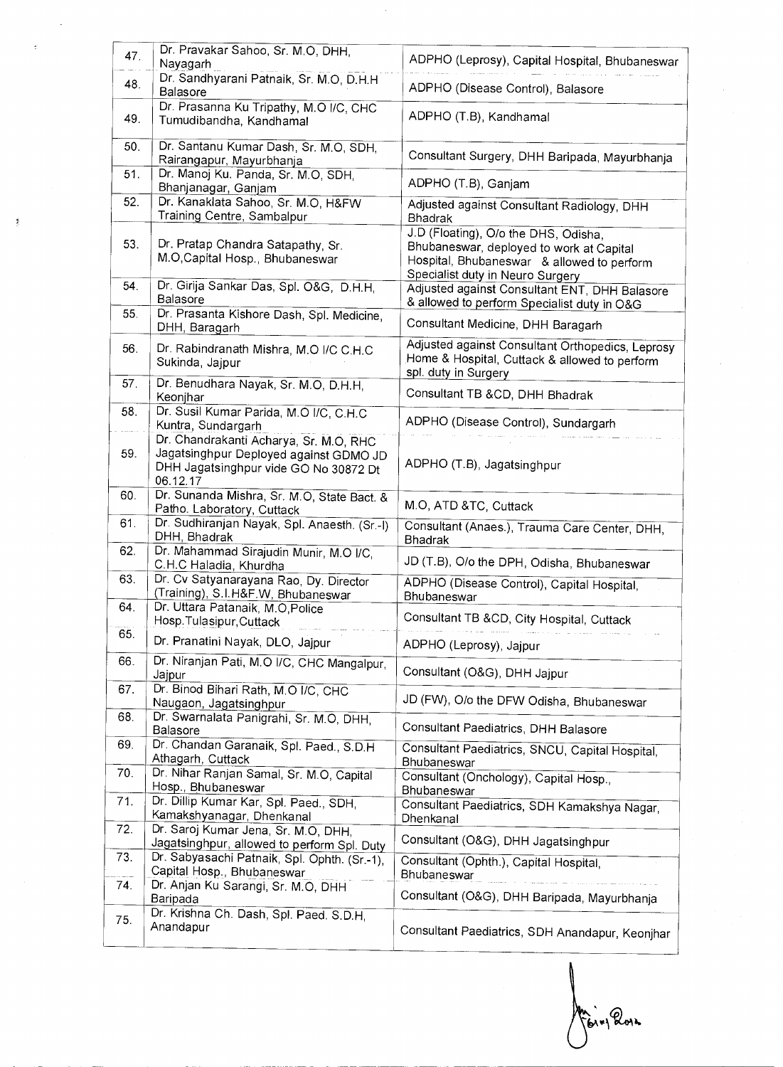| 47. | Dr. Pravakar Sahoo, Sr. M.O, DHH, Nayagarh | ADPHO (Leprosy), Capital Hospital, Bhubaneswar |
|---|---|---|
| 48. | Dr. Sandhyarani Patnaik, Sr. M.O, D.H.H Balasore | ADPHO (Disease Control), Balasore |
| 49. | Dr. Prasanna Ku Tripathy, M.O I/C, CHC Tumudibandha, Kandhamal | ADPHO (T.B), Kandhamal |
| 50. | Dr. Santanu Kumar Dash, Sr. M.O, SDH, Rairangapur, Mayurbhanja | Consultant Surgery, DHH Baripada, Mayurbhanja |
| 51. | Dr. Manoj Ku. Panda, Sr. M.O, SDH, Bhanjanagar, Ganjam | ADPHO (T.B), Ganjam |
| 52. | Dr. Kanaklata Sahoo, Sr. M.O, H&FW Training Centre, Sambalpur | Adjusted against Consultant Radiology, DHH Bhadrak |
| 53. | Dr. Pratap Chandra Satapathy, Sr. M.O,Capital Hosp., Bhubaneswar | J.D (Floating), O/o the DHS, Odisha, Bhubaneswar, deployed to work at Capital Hospital, Bhubaneswar & allowed to perform Specialist duty in Neuro Surgery |
| 54. | Dr. Girija Sankar Das, Spl. O&G, D.H.H, Balasore | Adjusted against Consultant ENT, DHH Balasore & allowed to perform Specialist duty in O&G |
| 55. | Dr. Prasanta Kishore Dash, Spl. Medicine, DHH, Baragarh | Consultant Medicine, DHH Baragarh |
| 56. | Dr. Rabindranath Mishra, M.O I/C C.H.C Sukinda, Jajpur | Adjusted against Consultant Orthopedics, Leprosy Home & Hospital, Cuttack & allowed to perform spl. duty in Surgery |
| 57. | Dr. Benudhara Nayak, Sr. M.O, D.H.H, Keonjhar | Consultant TB &CD, DHH Bhadrak |
| 58. | Dr. Susil Kumar Parida, M.O I/C, C.H.C Kuntra, Sundargarh | ADPHO (Disease Control), Sundargarh |
| 59. | Dr. Chandrakanti Acharya, Sr. M.O, RHC Jagatsinghpur Deployed against GDMO JD DHH Jagatsinghpur vide GO No 30872 Dt 06.12.17 | ADPHO (T.B), Jagatsinghpur |
| 60. | Dr. Sunanda Mishra, Sr. M.O, State Bact. & Patho. Laboratory, Cuttack | M.O, ATD &TC, Cuttack |
| 61. | Dr. Sudhiranjan Nayak, Spl. Anaesth. (Sr.-I) DHH, Bhadrak | Consultant (Anaes.), Trauma Care Center, DHH, Bhadrak |
| 62. | Dr. Mahammad Sirajudin Munir, M.O I/C, C.H.C Haladia, Khurdha | JD (T.B), O/o the DPH, Odisha, Bhubaneswar |
| 63. | Dr. Cv Satyanarayana Rao, Dy. Director (Training), S.I.H&F.W, Bhubaneswar | ADPHO (Disease Control), Capital Hospital, Bhubaneswar |
| 64. | Dr. Uttara Patanaik, M.O,Police Hosp.Tulasipur,Cuttack | Consultant TB &CD, City Hospital, Cuttack |
| 65. | Dr. Pranatini Nayak, DLO, Jajpur | ADPHO (Leprosy), Jajpur |
| 66. | Dr. Niranjan Pati, M.O I/C, CHC Mangalpur, Jajpur | Consultant (O&G), DHH Jajpur |
| 67. | Dr. Binod Bihari Rath, M.O I/C, CHC Naugaon, Jagatsinghpur | JD (FW), O/o the DFW Odisha, Bhubaneswar |
| 68. | Dr. Swarnalata Panigrahi, Sr. M.O, DHH, Balasore | Consultant Paediatrics, DHH Balasore |
| 69. | Dr. Chandan Garanaik, Spl. Paed., S.D.H Athagarh, Cuttack | Consultant Paediatrics, SNCU, Capital Hospital, Bhubaneswar |
| 70. | Dr. Nihar Ranjan Samal, Sr. M.O, Capital Hosp., Bhubaneswar | Consultant (Onchology), Capital Hosp., Bhubaneswar |
| 71. | Dr. Dillip Kumar Kar, Spl. Paed., SDH, Kamakshyanagar, Dhenkanal | Consultant Paediatrics, SDH Kamakshya Nagar, Dhenkanal |
| 72. | Dr. Saroj Kumar Jena, Sr. M.O, DHH, Jagatsinghpur, allowed to perform Spl. Duty | Consultant (O&G), DHH Jagatsinghpur |
| 73. | Dr. Sabyasachi Patnaik, Spl. Ophth. (Sr.-1), Capital Hosp., Bhubaneswar | Consultant (Ophth.), Capital Hospital, Bhubaneswar |
| 74. | Dr. Anjan Ku Sarangi, Sr. M.O, DHH Baripada | Consultant (O&G), DHH Baripada, Mayurbhanja |
| 75. | Dr. Krishna Ch. Dash, Spl. Paed. S.D.H, Anandapur | Consultant Paediatrics, SDH Anandapur, Keonjhar |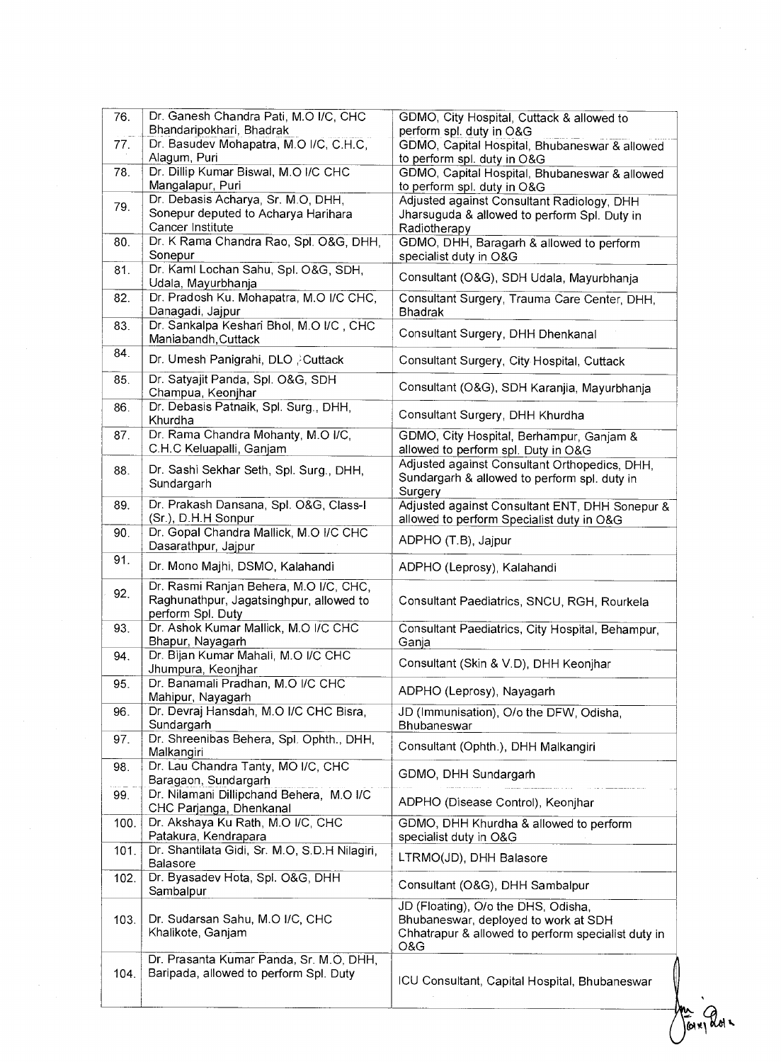| | | |
|---|---|---|
| 76. | Dr. Ganesh Chandra Pati, M.O I/C, CHC Bhandaripokhari, Bhadrak | GDMO, City Hospital, Cuttack & allowed to perform spl. duty in O&G |
| 77. | Dr. Basudev Mohapatra, M.O I/C, C.H.C, Alagum, Puri | GDMO, Capital Hospital, Bhubaneswar & allowed to perform spl. duty in O&G |
| 78. | Dr. Dillip Kumar Biswal, M.O I/C CHC Mangalapur, Puri | GDMO, Capital Hospital, Bhubaneswar & allowed to perform spl. duty in O&G |
| 79. | Dr. Debasis Acharya, Sr. M.O, DHH, Sonepur deputed to Acharya Harihara Cancer Institute | Adjusted against Consultant Radiology, DHH Jharsuguda & allowed to perform Spl. Duty in Radiotherapy |
| 80. | Dr. K Rama Chandra Rao, Spl. O&G, DHH, Sonepur | GDMO, DHH, Baragarh & allowed to perform specialist duty in O&G |
| 81. | Dr. Kaml Lochan Sahu, Spl. O&G, SDH, Udala, Mayurbhanja | Consultant (O&G), SDH Udala, Mayurbhanja |
| 82. | Dr. Pradosh Ku. Mohapatra, M.O I/C CHC, Danagadi, Jajpur | Consultant Surgery, Trauma Care Center, DHH, Bhadrak |
| 83. | Dr. Sankalpa Keshari Bhol, M.O I/C , CHC Maniabandh,Cuttack | Consultant Surgery, DHH Dhenkanal |
| 84. | Dr. Umesh Panigrahi, DLO , Cuttack | Consultant Surgery, City Hospital, Cuttack |
| 85. | Dr. Satyajit Panda, Spl. O&G, SDH Champua, Keonjhar | Consultant (O&G), SDH Karanjia, Mayurbhanja |
| 86. | Dr. Debasis Patnaik, Spl. Surg., DHH, Khurdha | Consultant Surgery, DHH Khurdha |
| 87. | Dr. Rama Chandra Mohanty, M.O I/C, C.H.C Keluapalli, Ganjam | GDMO, City Hospital, Berhampur, Ganjam & allowed to perform spl. Duty in O&G |
| 88. | Dr. Sashi Sekhar Seth, Spl. Surg., DHH, Sundargarh | Adjusted against Consultant Orthopedics, DHH, Sundargarh & allowed to perform spl. duty in Surgery |
| 89. | Dr. Prakash Dansana, Spl. O&G, Class-I (Sr.), D.H.H Sonpur | Adjusted against Consultant ENT, DHH Sonepur & allowed to perform Specialist duty in O&G |
| 90. | Dr. Gopal Chandra Mallick, M.O I/C CHC Dasarathpur, Jajpur | ADPHO (T.B), Jajpur |
| 91. | Dr. Mono Majhi, DSMO, Kalahandi | ADPHO (Leprosy), Kalahandi |
| 92. | Dr. Rasmi Ranjan Behera, M.O I/C, CHC, Raghunathpur, Jagatsinghpur, allowed to perform Spl. Duty | Consultant Paediatrics, SNCU, RGH, Rourkela |
| 93. | Dr. Ashok Kumar Mallick, M.O I/C CHC Bhapur, Nayagarh | Consultant Paediatrics, City Hospital, Behampur, Ganja |
| 94. | Dr. Bijan Kumar Mahali, M.O I/C CHC Jhumpura, Keonjhar | Consultant (Skin & V.D), DHH Keonjhar |
| 95. | Dr. Banamali Pradhan, M.O I/C CHC Mahipur, Nayagarh | ADPHO (Leprosy), Nayagarh |
| 96. | Dr. Devraj Hansdah, M.O I/C CHC Bisra, Sundargarh | JD (Immunisation), O/o the DFW, Odisha, Bhubaneswar |
| 97. | Dr. Shreenibas Behera, Spl. Ophth., DHH, Malkangiri | Consultant (Ophth.), DHH Malkangiri |
| 98. | Dr. Lau Chandra Tanty, MO I/C, CHC Baragaon, Sundargarh | GDMO, DHH Sundargarh |
| 99. | Dr. Nilamani Dillipchand Behera, M.O I/C CHC Parjanga, Dhenkanal | ADPHO (Disease Control), Keonjhar |
| 100. | Dr. Akshaya Ku Rath, M.O I/C, CHC Patakura, Kendrapara | GDMO, DHH Khurdha & allowed to perform specialist duty in O&G |
| 101. | Dr. Shantilata Gidi, Sr. M.O, S.D.H Nilagiri, Balasore | LTRMO(JD), DHH Balasore |
| 102. | Dr. Byasadev Hota, Spl. O&G, DHH Sambalpur | Consultant (O&G), DHH Sambalpur |
| 103. | Dr. Sudarsan Sahu, M.O I/C, CHC Khalikote, Ganjam | JD (Floating), O/o the DHS, Odisha, Bhubaneswar, deployed to work at SDH Chhatrapur & allowed to perform specialist duty in O&G |
| 104. | Dr. Prasanta Kumar Panda, Sr. M.O, DHH, Baripada, allowed to perform Spl. Duty | ICU Consultant, Capital Hospital, Bhubaneswar |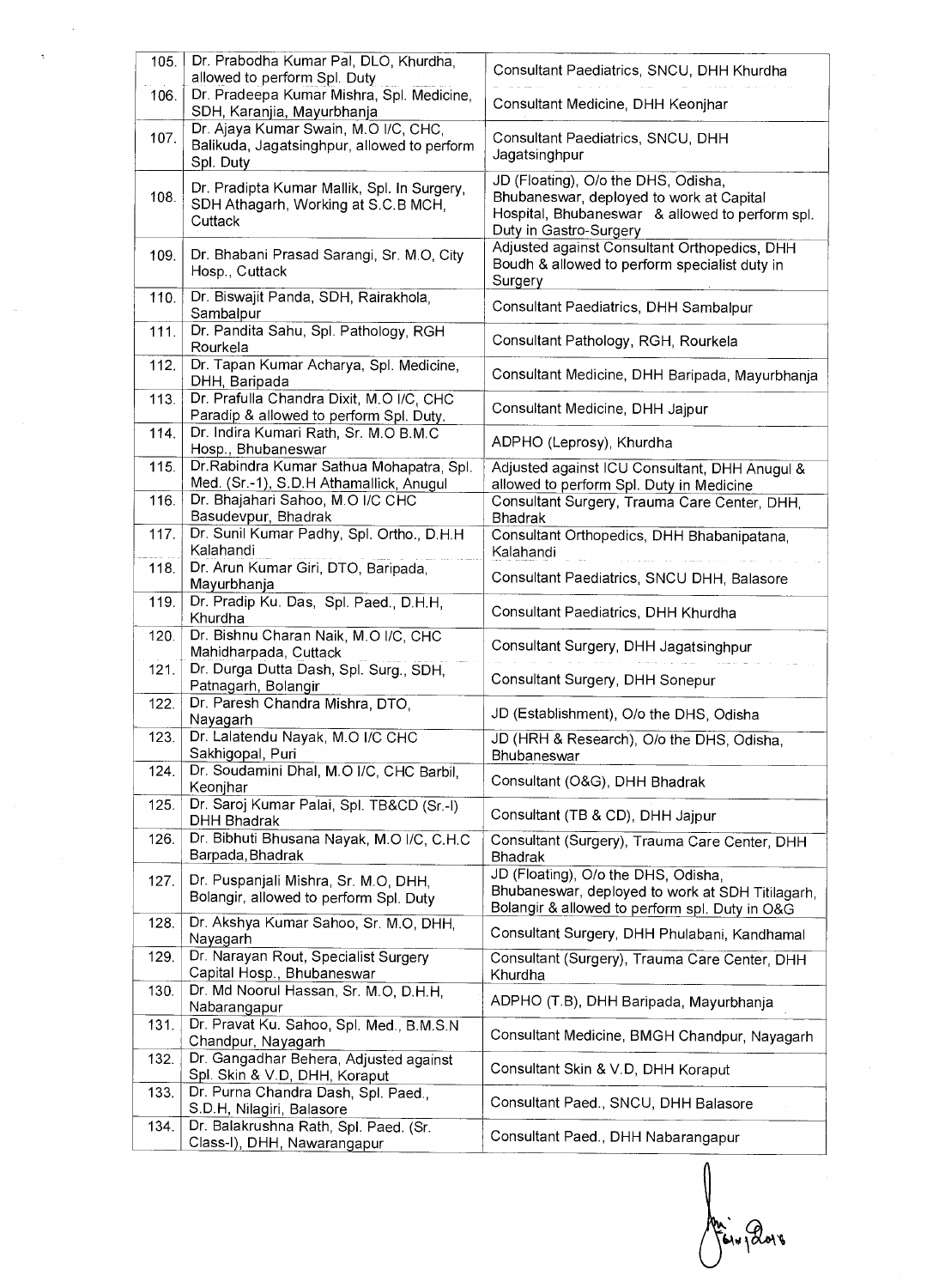| | | |
|---|---|---|
| 105. | Dr. Prabodha Kumar Pal, DLO, Khurdha, allowed to perform Spl. Duty | Consultant Paediatrics, SNCU, DHH Khurdha |
| 106. | Dr. Pradeepa Kumar Mishra, Spl. Medicine, SDH, Karanjia, Mayurbhanja | Consultant Medicine, DHH Keonjhar |
| 107. | Dr. Ajaya Kumar Swain, M.O I/C, CHC, Balikuda, Jagatsinghpur, allowed to perform Spl. Duty | Consultant Paediatrics, SNCU, DHH Jagatsinghpur |
| 108. | Dr. Pradipta Kumar Mallik, Spl. In Surgery, SDH Athagarh, Working at S.C.B MCH, Cuttack | JD (Floating), O/o the DHS, Odisha, Bhubaneswar, deployed to work at Capital Hospital, Bhubaneswar & allowed to perform spl. Duty in Gastro-Surgery |
| 109. | Dr. Bhabani Prasad Sarangi, Sr. M.O, City Hosp., Cuttack | Adjusted against Consultant Orthopedics, DHH Boudh & allowed to perform specialist duty in Surgery |
| 110. | Dr. Biswajit Panda, SDH, Rairakhola, Sambalpur | Consultant Paediatrics, DHH Sambalpur |
| 111. | Dr. Pandita Sahu, Spl. Pathology, RGH Rourkela | Consultant Pathology, RGH, Rourkela |
| 112. | Dr. Tapan Kumar Acharya, Spl. Medicine, DHH, Baripada | Consultant Medicine, DHH Baripada, Mayurbhanja |
| 113. | Dr. Prafulla Chandra Dixit, M.O I/C, CHC Paradip & allowed to perform Spl. Duty. | Consultant Medicine, DHH Jajpur |
| 114. | Dr. Indira Kumari Rath, Sr. M.O B.M.C Hosp., Bhubaneswar | ADPHO (Leprosy), Khurdha |
| 115. | Dr.Rabindra Kumar Sathua Mohapatra, Spl. Med. (Sr.-1), S.D.H Athamallick, Anugul | Adjusted against ICU Consultant, DHH Anugul & allowed to perform Spl. Duty in Medicine |
| 116. | Dr. Bhajahari Sahoo, M.O I/C CHC Basudevpur, Bhadrak | Consultant Surgery, Trauma Care Center, DHH, Bhadrak |
| 117. | Dr. Sunil Kumar Padhy, Spl. Ortho., D.H.H Kalahandi | Consultant Orthopedics, DHH Bhabanipatana, Kalahandi |
| 118. | Dr. Arun Kumar Giri, DTO, Baripada, Mayurbhanja | Consultant Paediatrics, SNCU DHH, Balasore |
| 119. | Dr. Pradip Ku. Das, Spl. Paed., D.H.H, Khurdha | Consultant Paediatrics, DHH Khurdha |
| 120. | Dr. Bishnu Charan Naik, M.O I/C, CHC Mahidharpada, Cuttack | Consultant Surgery, DHH Jagatsinghpur |
| 121. | Dr. Durga Dutta Dash, Spl. Surg., SDH, Patnagarh, Bolangir | Consultant Surgery, DHH Sonepur |
| 122. | Dr. Paresh Chandra Mishra, DTO, Nayagarh | JD (Establishment), O/o the DHS, Odisha |
| 123. | Dr. Lalatendu Nayak, M.O I/C CHC Sakhigopal, Puri | JD (HRH & Research), O/o the DHS, Odisha, Bhubaneswar |
| 124. | Dr. Soudamini Dhal, M.O I/C, CHC Barbil, Keonjhar | Consultant (O&G), DHH Bhadrak |
| 125. | Dr. Saroj Kumar Palai, Spl. TB&CD (Sr.-I) DHH Bhadrak | Consultant (TB & CD), DHH Jajpur |
| 126. | Dr. Bibhuti Bhusana Nayak, M.O I/C, C.H.C Barpada, Bhadrak | Consultant (Surgery), Trauma Care Center, DHH Bhadrak |
| 127. | Dr. Puspanjali Mishra, Sr. M.O, DHH, Bolangir, allowed to perform Spl. Duty | JD (Floating), O/o the DHS, Odisha, Bhubaneswar, deployed to work at SDH Titilagarh, Bolangir & allowed to perform spl. Duty in O&G |
| 128. | Dr. Akshya Kumar Sahoo, Sr. M.O, DHH, Nayagarh | Consultant Surgery, DHH Phulabani, Kandhamal |
| 129. | Dr. Narayan Rout, Specialist Surgery Capital Hosp., Bhubaneswar | Consultant (Surgery), Trauma Care Center, DHH Khurdha |
| 130. | Dr. Md Noorul Hassan, Sr. M.O, D.H.H, Nabarangapur | ADPHO (T.B), DHH Baripada, Mayurbhanja |
| 131. | Dr. Pravat Ku. Sahoo, Spl. Med., B.M.S.N Chandpur, Nayagarh | Consultant Medicine, BMGH Chandpur, Nayagarh |
| 132. | Dr. Gangadhar Behera, Adjusted against Spl. Skin & V.D, DHH, Koraput | Consultant Skin & V.D, DHH Koraput |
| 133. | Dr. Purna Chandra Dash, Spl. Paed., S.D.H, Nilagiri, Balasore | Consultant Paed., SNCU, DHH Balasore |
| 134. | Dr. Balakrushna Rath, Spl. Paed. (Sr. Class-I), DHH, Nawarangapur | Consultant Paed., DHH Nabarangapur |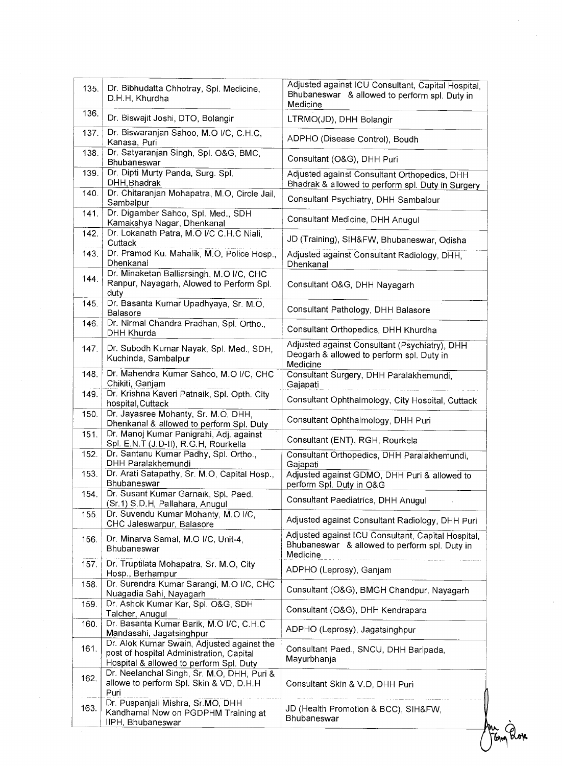| | | |
|---|---|---|
| 135. | Dr. Bibhudatta Chhotray, Spl. Medicine, D.H.H, Khurdha | Adjusted against ICU Consultant, Capital Hospital, Bhubaneswar & allowed to perform spl. Duty in Medicine |
| 136. | Dr. Biswajit Joshi, DTO, Bolangir | LTRMO(JD), DHH Bolangir |
| 137. | Dr. Biswaranjan Sahoo, M.O I/C, C.H.C, Kanasa, Puri | ADPHO (Disease Control), Boudh |
| 138. | Dr. Satyaranjan Singh, Spl. O&G, BMC, Bhubaneswar | Consultant (O&G), DHH Puri |
| 139. | Dr. Dipti Murty Panda, Surg. Spl. DHH,Bhadrak | Adjusted against Consultant Orthopedics, DHH Bhadrak & allowed to perform spl. Duty in Surgery |
| 140. | Dr. Chitaranjan Mohapatra, M.O, Circle Jail, Sambalpur | Consultant Psychiatry, DHH Sambalpur |
| 141. | Dr. Digamber Sahoo, Spl. Med., SDH Kamakshya Nagar, Dhenkanal | Consultant Medicine, DHH Anugul |
| 142. | Dr. Lokanath Patra, M.O I/C C.H.C Niali, Cuttack | JD (Training), SIH&FW, Bhubaneswar, Odisha |
| 143. | Dr. Pramod Ku. Mahalik, M.O, Police Hosp., Dhenkanal | Adjusted against Consultant Radiology, DHH, Dhenkanal |
| 144. | Dr. Minaketan Balliarsingh, M.O I/C, CHC Ranpur, Nayagarh, Alowed to Perform Spl. duty | Consultant O&G, DHH Nayagarh |
| 145. | Dr. Basanta Kumar Upadhyaya, Sr. M.O, Balasore | Consultant Pathology, DHH Balasore |
| 146. | Dr. Nirmal Chandra Pradhan, Spl. Ortho., DHH Khurda | Consultant Orthopedics, DHH Khurdha |
| 147. | Dr. Subodh Kumar Nayak, Spl. Med., SDH, Kuchinda, Sambalpur | Adjusted against Consultant (Psychiatry), DHH Deogarh & allowed to perform spl. Duty in Medicine |
| 148. | Dr. Mahendra Kumar Sahoo, M.O I/C, CHC Chikiti, Ganjam | Consultant Surgery, DHH Paralakhemundi, Gajapati |
| 149. | Dr. Krishna Kaveri Patnaik, Spl. Opth. City hospital,Cuttack | Consultant Ophthalmology, City Hospital, Cuttack |
| 150. | Dr. Jayasree Mohanty, Sr. M.O, DHH, Dhenkanal & allowed to perform Spl. Duty | Consultant Ophthalmology, DHH Puri |
| 151. | Dr. Manoj Kumar Panigrahi, Adj. against Spl. E.N.T (J.D-II), R.G.H, Rourkela | Consultant (ENT), RGH, Rourkela |
| 152. | Dr. Santanu Kumar Padhy, Spl. Ortho., DHH Paralakhemundi | Consultant Orthopedics, DHH Paralakhemundi, Gajapati |
| 153. | Dr. Arati Satapathy, Sr. M.O, Capital Hosp., Bhubaneswar | Adjusted against GDMO, DHH Puri & allowed to perform Spl. Duty in O&G |
| 154. | Dr. Susant Kumar Garnaik, Spl. Paed. (Sr.1) S.D.H, Pallahara, Anugul | Consultant Paediatrics, DHH Anugul |
| 155. | Dr. Suvendu Kumar Mohanty, M.O I/C, CHC Jaleswarpur, Balasore | Adjusted against Consultant Radiology, DHH Puri |
| 156. | Dr. Minarva Samal, M.O I/C, Unit-4, Bhubaneswar | Adjusted against ICU Consultant, Capital Hospital, Bhubaneswar & allowed to perform spl. Duty in Medicine |
| 157. | Dr. Truptilata Mohapatra, Sr. M.O, City Hosp., Berhampur | ADPHO (Leprosy), Ganjam |
| 158. | Dr. Surendra Kumar Sarangi, M.O I/C, CHC Nuagadia Sahi, Nayagarh | Consultant (O&G), BMGH Chandpur, Nayagarh |
| 159. | Dr. Ashok Kumar Kar, Spl. O&G, SDH Talcher, Anugul | Consultant (O&G), DHH Kendrapara |
| 160. | Dr. Basanta Kumar Barik, M.O I/C, C.H.C Mandasahi, Jagatsinghpur | ADPHO (Leprosy), Jagatsinghpur |
| 161. | Dr. Alok Kumar Swain, Adjusted against the post of hospital Administration, Capital Hospital & allowed to perform Spl. Duty | Consultant Paed., SNCU, DHH Baripada, Mayurbhanja |
| 162. | Dr. Neelanchal Singh, Sr. M.O, DHH, Puri & allowe to perform Spl. Skin & VD, D.H.H Puri | Consultant Skin & V.D, DHH Puri |
| 163. | Dr. Puspanjali Mishra, Sr.MO, DHH Kandhamal Now on PGDPHM Training at IIPH, Bhubaneswar | JD (Health Promotion & BCC), SIH&FW, Bhubaneswar |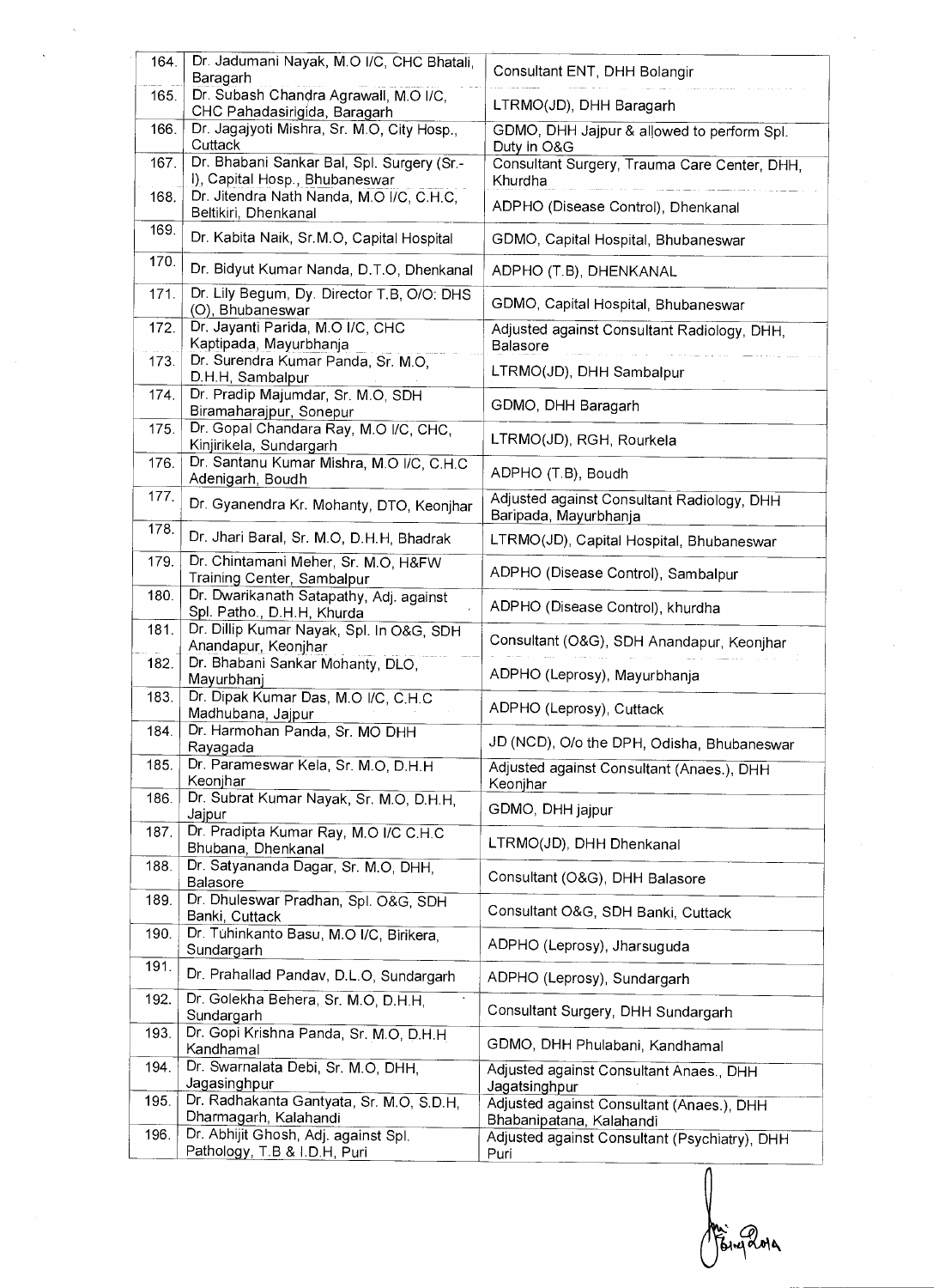| | | |
|---|---|---|
| 164. | Dr. Jadumani Nayak, M.O I/C, CHC Bhatali, Baragarh | Consultant ENT, DHH Bolangir |
| 165. | Dr. Subash Chandra Agrawall, M.O I/C, CHC Pahadasirigida, Baragarh | LTRMO(JD), DHH Baragarh |
| 166. | Dr. Jagajyoti Mishra, Sr. M.O, City Hosp., Cuttack | GDMO, DHH Jajpur & allowed to perform Spl. Duty in O&G |
| 167. | Dr. Bhabani Sankar Bal, Spl. Surgery (Sr.-I), Capital Hosp., Bhubaneswar | Consultant Surgery, Trauma Care Center, DHH, Khurdha |
| 168. | Dr. Jitendra Nath Nanda, M.O I/C, C.H.C, Beltikiri, Dhenkanal | ADPHO (Disease Control), Dhenkanal |
| 169. | Dr. Kabita Naik, Sr.M.O, Capital Hospital | GDMO, Capital Hospital, Bhubaneswar |
| 170. | Dr. Bidyut Kumar Nanda, D.T.O, Dhenkanal | ADPHO (T.B), DHENKANAL |
| 171. | Dr. Lily Begum, Dy. Director T.B, O/O: DHS (O), Bhubaneswar | GDMO, Capital Hospital, Bhubaneswar |
| 172. | Dr. Jayanti Parida, M.O I/C, CHC Kaptipada, Mayurbhanja | Adjusted against Consultant Radiology, DHH, Balasore |
| 173. | Dr. Surendra Kumar Panda, Sr. M.O, D.H.H, Sambalpur | LTRMO(JD), DHH Sambalpur |
| 174. | Dr. Pradip Majumdar, Sr. M.O, SDH Biramaharajpur, Sonepur | GDMO, DHH Baragarh |
| 175. | Dr. Gopal Chandara Ray, M.O I/C, CHC, Kinjirikela, Sundargarh | LTRMO(JD), RGH, Rourkela |
| 176. | Dr. Santanu Kumar Mishra, M.O I/C, C.H.C Adenigarh, Boudh | ADPHO (T.B), Boudh |
| 177. | Dr. Gyanendra Kr. Mohanty, DTO, Keonjhar | Adjusted against Consultant Radiology, DHH Baripada, Mayurbhanja |
| 178. | Dr. Jhari Baral, Sr. M.O, D.H.H, Bhadrak | LTRMO(JD), Capital Hospital, Bhubaneswar |
| 179. | Dr. Chintamani Meher, Sr. M.O, H&FW Training Center, Sambalpur | ADPHO (Disease Control), Sambalpur |
| 180. | Dr. Dwarikanath Satapathy, Adj. against Spl. Patho., D.H.H, Khurda | ADPHO (Disease Control), khurdha |
| 181. | Dr. Dillip Kumar Nayak, Spl. In O&G, SDH Anandapur, Keonjhar | Consultant (O&G), SDH Anandapur, Keonjhar |
| 182. | Dr. Bhabani Sankar Mohanty, DLO, Mayurbhanj | ADPHO (Leprosy), Mayurbhanja |
| 183. | Dr. Dipak Kumar Das, M.O I/C, C.H.C Madhubana, Jajpur | ADPHO (Leprosy), Cuttack |
| 184. | Dr. Harmohan Panda, Sr. MO DHH Rayagada | JD (NCD), O/o the DPH, Odisha, Bhubaneswar |
| 185. | Dr. Parameswar Kela, Sr. M.O, D.H.H Keonjhar | Adjusted against Consultant (Anaes.), DHH Keonjhar |
| 186. | Dr. Subrat Kumar Nayak, Sr. M.O, D.H.H, Jajpur | GDMO, DHH jajpur |
| 187. | Dr. Pradipta Kumar Ray, M.O I/C C.H.C Bhubana, Dhenkanal | LTRMO(JD), DHH Dhenkanal |
| 188. | Dr. Satyananda Dagar, Sr. M.O, DHH, Balasore | Consultant (O&G), DHH Balasore |
| 189. | Dr. Dhuleswar Pradhan, Spl. O&G, SDH Banki, Cuttack | Consultant O&G, SDH Banki, Cuttack |
| 190. | Dr. Tuhinkanto Basu, M.O I/C, Birikera, Sundargarh | ADPHO (Leprosy), Jharsuguda |
| 191. | Dr. Prahallad Pandav, D.L.O, Sundargarh | ADPHO (Leprosy), Sundargarh |
| 192. | Dr. Golekha Behera, Sr. M.O, D.H.H, Sundargarh | Consultant Surgery, DHH Sundargarh |
| 193. | Dr. Gopi Krishna Panda, Sr. M.O, D.H.H Kandhamal | GDMO, DHH Phulabani, Kandhamal |
| 194. | Dr. Swarnalata Debi, Sr. M.O, DHH, Jagasinghpur | Adjusted against Consultant Anaes., DHH Jagatsinghpur |
| 195. | Dr. Radhakanta Gantyata, Sr. M.O, S.D.H, Dharmagarh, Kalahandi | Adjusted against Consultant (Anaes.), DHH Bhabanipatana, Kalahandi |
| 196. | Dr. Abhijit Ghosh, Adj. against Spl. Pathology, T.B & I.D.H, Puri | Adjusted against Consultant (Psychiatry), DHH Puri |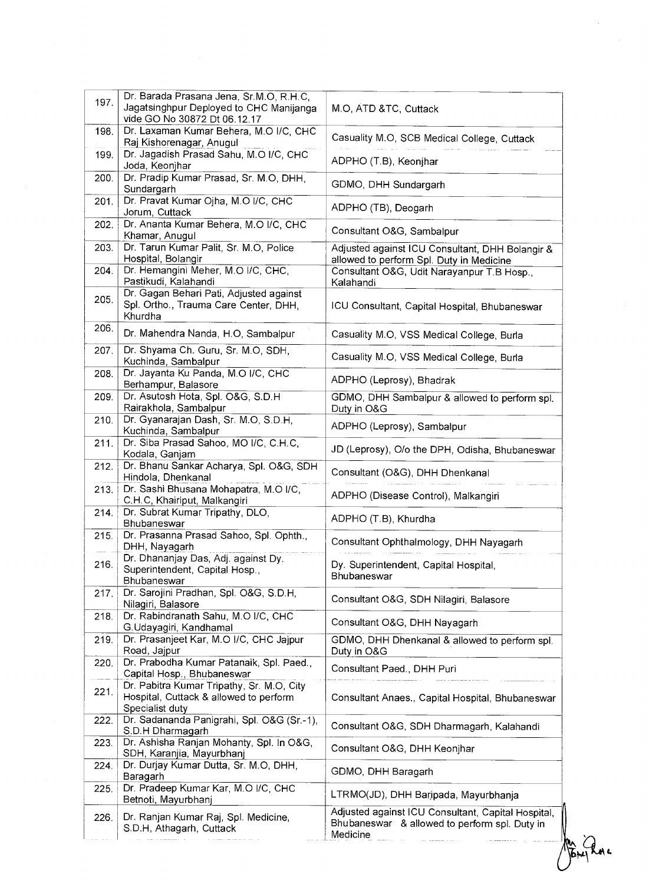| | | |
|---|---|---|
| 197. | Dr. Barada Prasana Jena, Sr.M.O, R.H.C, Jagatsinghpur Deployed to CHC Manijanga vide GO No 30872 Dt 06.12.17 | M.O, ATD &TC, Cuttack |
| 198. | Dr. Laxaman Kumar Behera, M.O I/C, CHC Raj Kishorenagar, Anugul | Casuality M.O, SCB Medical College, Cuttack |
| 199. | Dr. Jagadish Prasad Sahu, M.O I/C, CHC Joda, Keonjhar | ADPHO (T.B), Keonjhar |
| 200. | Dr. Pradip Kumar Prasad, Sr. M.O, DHH, Sundargarh | GDMO, DHH Sundargarh |
| 201. | Dr. Pravat Kumar Ojha, M.O I/C, CHC Jorum, Cuttack | ADPHO (TB), Deogarh |
| 202. | Dr. Ananta Kumar Behera, M.O I/C, CHC Khamar, Anugul | Consultant O&G, Sambalpur |
| 203. | Dr. Tarun Kumar Palit, Sr. M.O, Police Hospital, Bolangir | Adjusted against ICU Consultant, DHH Bolangir & allowed to perform Spl. Duty in Medicine |
| 204. | Dr. Hemangini Meher, M.O I/C, CHC, Pastikudi, Kalahandi | Consultant O&G, Udit Narayanpur T.B Hosp., Kalahandi |
| 205. | Dr. Gagan Behari Pati, Adjusted against Spl. Ortho., Trauma Care Center, DHH, Khurdha | ICU Consultant, Capital Hospital, Bhubaneswar |
| 206. | Dr. Mahendra Nanda, H.O, Sambalpur | Casuality M.O, VSS Medical College, Burla |
| 207. | Dr. Shyama Ch. Guru, Sr. M.O, SDH, Kuchinda, Sambalpur | Casuality M.O, VSS Medical College, Burla |
| 208. | Dr. Jayanta Ku Panda, M.O I/C, CHC Berhampur, Balasore | ADPHO (Leprosy), Bhadrak |
| 209. | Dr. Asutosh Hota, Spl. O&G, S.D.H Rairakhola, Sambalpur | GDMO, DHH Sambalpur & allowed to perform spl. Duty in O&G |
| 210. | Dr. Gyanarajan Dash, Sr. M.O, S.D.H, Kuchinda, Sambalpur | ADPHO (Leprosy), Sambalpur |
| 211. | Dr. Siba Prasad Sahoo, MO I/C, C.H.C, Kodala, Ganjam | JD (Leprosy), O/o the DPH, Odisha, Bhubaneswar |
| 212. | Dr. Bhanu Sankar Acharya, Spl. O&G, SDH Hindola, Dhenkanal | Consultant (O&G), DHH Dhenkanal |
| 213. | Dr. Sashi Bhusana Mohapatra, M.O I/C, C.H.C, Khairiput, Malkangiri | ADPHO (Disease Control), Malkangiri |
| 214. | Dr. Subrat Kumar Tripathy, DLO, Bhubaneswar | ADPHO (T.B), Khurdha |
| 215. | Dr. Prasanna Prasad Sahoo, Spl. Ophth., DHH, Nayagarh | Consultant Ophthalmology, DHH Nayagarh |
| 216. | Dr. Dhananjay Das, Adj. against Dy. Superintendent, Capital Hosp., Bhubaneswar | Dy. Superintendent, Capital Hospital, Bhubaneswar |
| 217. | Dr. Sarojini Pradhan, Spl. O&G, S.D.H, Nilagiri, Balasore | Consultant O&G, SDH Nilagiri, Balasore |
| 218. | Dr. Rabindranath Sahu, M.O I/C, CHC G.Udayagiri, Kandhamal | Consultant O&G, DHH Nayagarh |
| 219. | Dr. Prasanjeet Kar, M.O I/C, CHC Jajpur Road, Jajpur | GDMO, DHH Dhenkanal & allowed to perform spl. Duty in O&G |
| 220. | Dr. Prabodha Kumar Patanaik, Spl. Paed., Capital Hosp., Bhubaneswar | Consultant Paed., DHH Puri |
| 221. | Dr. Pabitra Kumar Tripathy, Sr. M.O, City Hospital, Cuttack & allowed to perform Specialist duty | Consultant Anaes., Capital Hospital, Bhubaneswar |
| 222. | Dr. Sadananda Panigrahi, Spl. O&G (Sr.-1), S.D.H Dharmagarh | Consultant O&G, SDH Dharmagarh, Kalahandi |
| 223. | Dr. Ashisha Ranjan Mohanty, Spl. In O&G, SDH, Karanjia, Mayurbhanj | Consultant O&G, DHH Keonjhar |
| 224. | Dr. Durjay Kumar Dutta, Sr. M.O, DHH, Baragarh | GDMO, DHH Baragarh |
| 225. | Dr. Pradeep Kumar Kar, M.O I/C, CHC Betnoti, Mayurbhanj | LTRMO(JD), DHH Baripada, Mayurbhanja |
| 226. | Dr. Ranjan Kumar Raj, Spl. Medicine, S.D.H, Athagarh, Cuttack | Adjusted against ICU Consultant, Capital Hospital, Bhubaneswar & allowed to perform spl. Duty in Medicine |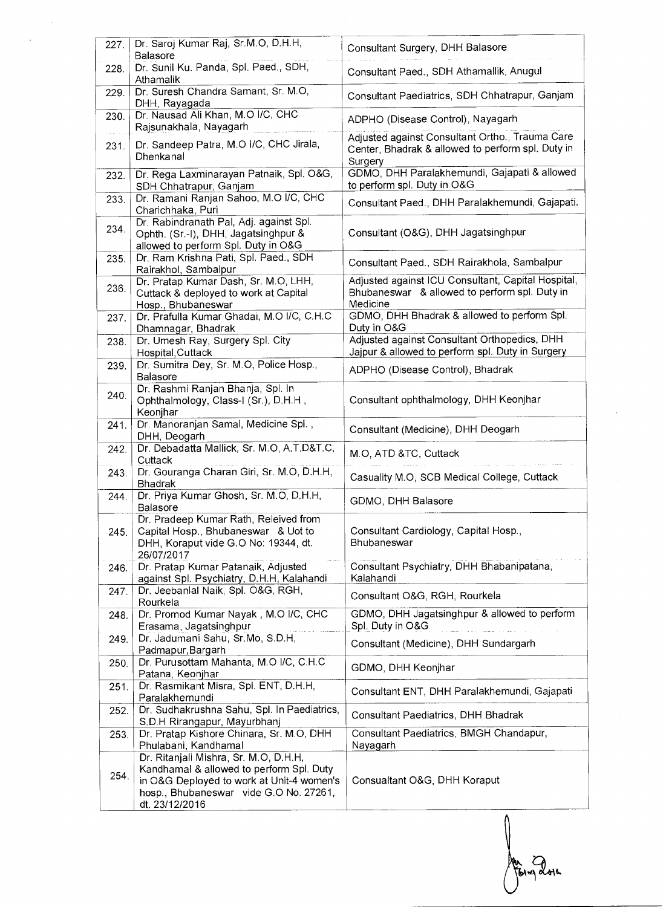| | | |
|---|---|---|
| 227. | Dr. Saroj Kumar Raj, Sr.M.O, D.H.H, Balasore | Consultant Surgery, DHH Balasore |
| 228. | Dr. Sunil Ku. Panda, Spl. Paed., SDH, Athamalik | Consultant Paed., SDH Athamallik, Anugul |
| 229. | Dr. Suresh Chandra Samant, Sr. M.O, DHH, Rayagada | Consultant Paediatrics, SDH Chhatrapur, Ganjam |
| 230. | Dr. Nausad Ali Khan, M.O I/C, CHC Rajsunakhala, Nayagarh | ADPHO (Disease Control), Nayagarh |
| 231. | Dr. Sandeep Patra, M.O I/C, CHC Jirala, Dhenkanal | Adjusted against Consultant Ortho., Trauma Care Center, Bhadrak & allowed to perform spl. Duty in Surgery |
| 232. | Dr. Rega Laxminarayan Patnaik, Spl. O&G, SDH Chhatrapur, Ganjam | GDMO, DHH Paralakhemundi, Gajapati & allowed to perform spl. Duty in O&G |
| 233. | Dr. Ramani Ranjan Sahoo, M.O I/C, CHC Charichhaka, Puri | Consultant Paed., DHH Paralakhemundi, Gajapati. |
| 234. | Dr. Rabindranath Pal, Adj. against Spl. Ophth. (Sr.-I), DHH, Jagatsinghpur & allowed to perform Spl. Duty in O&G | Consultant (O&G), DHH Jagatsinghpur |
| 235. | Dr. Ram Krishna Pati, Spl. Paed., SDH Rairakhol, Sambalpur | Consultant Paed., SDH Rairakhola, Sambalpur |
| 236. | Dr. Pratap Kumar Dash, Sr. M.O, LHH, Cuttack & deployed to work at Capital Hosp., Bhubaneswar | Adjusted against ICU Consultant, Capital Hospital, Bhubaneswar & allowed to perform spl. Duty in Medicine |
| 237. | Dr. Prafulla Kumar Ghadai, M.O I/C, C.H.C Dhamnagar, Bhadrak | GDMO, DHH Bhadrak & allowed to perform Spl. Duty in O&G |
| 238. | Dr. Umesh Ray, Surgery Spl. City Hospital,Cuttack | Adjusted against Consultant Orthopedics, DHH Jajpur & allowed to perform spl. Duty in Surgery |
| 239. | Dr. Sumitra Dey, Sr. M.O, Police Hosp., Balasore | ADPHO (Disease Control), Bhadrak |
| 240. | Dr. Rashmi Ranjan Bhanja, Spl. In Ophthalmology, Class-I (Sr.), D.H.H , Keonjhar | Consultant ophthalmology, DHH Keonjhar |
| 241. | Dr. Manoranjan Samal, Medicine Spl. , DHH, Deogarh | Consultant (Medicine), DHH Deogarh |
| 242. | Dr. Debadatta Mallick, Sr. M.O, A.T.D&T.C, Cuttack | M.O, ATD &TC, Cuttack |
| 243. | Dr. Gouranga Charan Giri, Sr. M.O, D.H.H, Bhadrak | Casuality M.O, SCB Medical College, Cuttack |
| 244. | Dr. Priya Kumar Ghosh, Sr. M.O, D.H.H, Balasore | GDMO, DHH Balasore |
| 245. | Dr. Pradeep Kumar Rath, Releived from Capital Hosp., Bhubaneswar & Uot to DHH, Koraput vide G.O No: 19344, dt. 26/07/2017 | Consultant Cardiology, Capital Hosp., Bhubaneswar |
| 246. | Dr. Pratap Kumar Patanaik, Adjusted against Spl. Psychiatry, D.H.H, Kalahandi | Consultant Psychiatry, DHH Bhabanipatana, Kalahandi |
| 247. | Dr. Jeebanlal Naik, Spl. O&G, RGH, Rourkela | Consultant O&G, RGH, Rourkela |
| 248. | Dr. Promod Kumar Nayak , M.O I/C, CHC Erasama, Jagatsinghpur | GDMO, DHH Jagatsinghpur & allowed to perform Spl. Duty in O&G |
| 249. | Dr. Jadumani Sahu, Sr.Mo, S.D.H, Padmapur,Bargarh | Consultant (Medicine), DHH Sundargarh |
| 250. | Dr. Purusottam Mahanta, M.O I/C, C.H.C Patana, Keonjhar | GDMO, DHH Keonjhar |
| 251. | Dr. Rasmikant Misra, Spl. ENT, D.H.H, Paralakhemundi | Consultant ENT, DHH Paralakhemundi, Gajapati |
| 252. | Dr. Sudhakrushna Sahu, Spl. In Paediatrics, S.D.H Rirangapur, Mayurbhanj | Consultant Paediatrics, DHH Bhadrak |
| 253. | Dr. Pratap Kishore Chinara, Sr. M.O, DHH Phulabani, Kandhamal | Consultant Paediatrics, BMGH Chandapur, Nayagarh |
| 254. | Dr. Ritanjali Mishra, Sr. M.O, D.H.H, Kandhamal & allowed to perform Spl. Duty in O&G Deployed to work at Unit-4 women's hosp., Bhubaneswar vide G.O No. 27261, dt. 23/12/2016 | Consualtant O&G, DHH Koraput |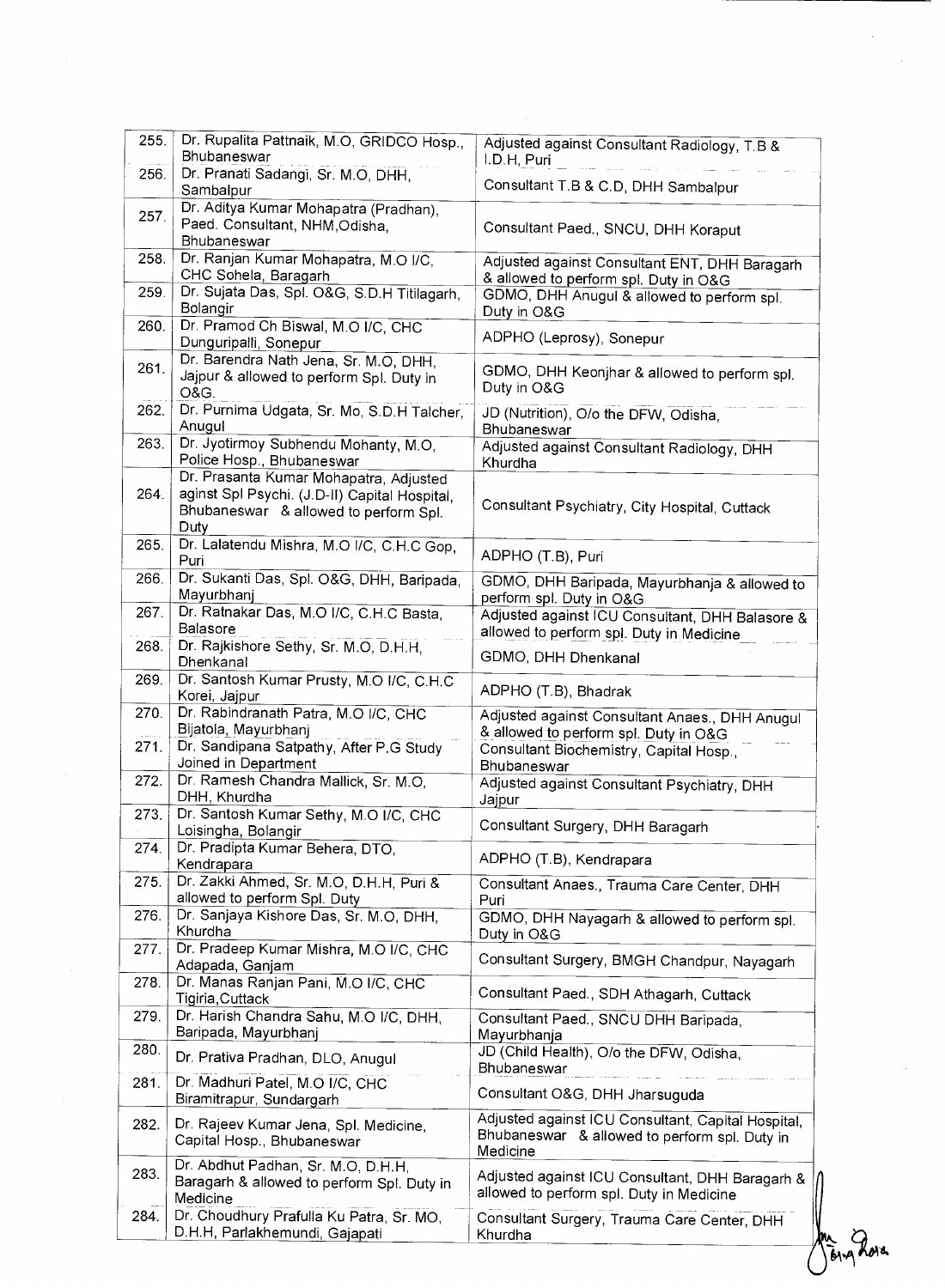| | | |
|---|---|---|
| 255. | Dr. Rupalita Pattnaik, M.O, GRIDCO Hosp., Bhubaneswar | Adjusted against Consultant Radiology, T.B & I.D.H, Puri |
| 256. | Dr. Pranati Sadangi, Sr. M.O, DHH, Sambalpur | Consultant T.B & C.D, DHH Sambalpur |
| 257. | Dr. Aditya Kumar Mohapatra (Pradhan), Paed. Consultant, NHM,Odisha, Bhubaneswar | Consultant Paed., SNCU, DHH Koraput |
| 258. | Dr. Ranjan Kumar Mohapatra, M.O I/C, CHC Sohela, Baragarh | Adjusted against Consultant ENT, DHH Baragarh & allowed to perform spl. Duty in O&G |
| 259. | Dr. Sujata Das, Spl. O&G, S.D.H Titilagarh, Bolangir | GDMO, DHH Anugul & allowed to perform spl. Duty in O&G |
| 260. | Dr. Pramod Ch Biswal, M.O I/C, CHC Dunguripalli, Sonepur | ADPHO (Leprosy), Sonepur |
| 261. | Dr. Barendra Nath Jena, Sr. M.O, DHH, Jajpur & allowed to perform Spl. Duty in O&G. | GDMO, DHH Keonjhar & allowed to perform spl. Duty in O&G |
| 262. | Dr. Purnima Udgata, Sr. Mo, S.D.H Talcher, Anugul | JD (Nutrition), O/o the DFW, Odisha, Bhubaneswar |
| 263. | Dr. Jyotirmoy Subhendu Mohanty, M.O, Police Hosp., Bhubaneswar | Adjusted against Consultant Radiology, DHH Khurdha |
| 264. | Dr. Prasanta Kumar Mohapatra, Adjusted aginst Spl Psychi. (J.D-II) Capital Hospital, Bhubaneswar & allowed to perform Spl. Duty | Consultant Psychiatry, City Hospital, Cuttack |
| 265. | Dr. Lalatendu Mishra, M.O I/C, C.H.C Gop, Puri | ADPHO (T.B), Puri |
| 266. | Dr. Sukanti Das, Spl. O&G, DHH, Baripada, Mayurbhanj | GDMO, DHH Baripada, Mayurbhanja & allowed to perform spl. Duty in O&G |
| 267. | Dr. Ratnakar Das, M.O I/C, C.H.C Basta, Balasore | Adjusted against ICU Consultant, DHH Balasore & allowed to perform spl. Duty in Medicine |
| 268. | Dr. Rajkishore Sethy, Sr. M.O, D.H.H, Dhenkanal | GDMO, DHH Dhenkanal |
| 269. | Dr. Santosh Kumar Prusty, M.O I/C, C.H.C Korei, Jajpur | ADPHO (T.B), Bhadrak |
| 270. | Dr. Rabindranath Patra, M.O I/C, CHC Bijatola, Mayurbhanj | Adjusted against Consultant Anaes., DHH Anugul & allowed to perform spl. Duty in O&G |
| 271. | Dr. Sandipana Satpathy, After P.G Study Joined in Department | Consultant Biochemistry, Capital Hosp., Bhubaneswar |
| 272. | Dr. Ramesh Chandra Mallick, Sr. M.O, DHH, Khurdha | Adjusted against Consultant Psychiatry, DHH Jajpur |
| 273. | Dr. Santosh Kumar Sethy, M.O I/C, CHC Loisingha, Bolangir | Consultant Surgery, DHH Baragarh |
| 274. | Dr. Pradipta Kumar Behera, DTO, Kendrapara | ADPHO (T.B), Kendrapara |
| 275. | Dr. Zakki Ahmed, Sr. M.O, D.H.H, Puri & allowed to perform Spl. Duty | Consultant Anaes., Trauma Care Center, DHH Puri |
| 276. | Dr. Sanjaya Kishore Das, Sr. M.O, DHH, Khurdha | GDMO, DHH Nayagarh & allowed to perform spl. Duty in O&G |
| 277. | Dr. Pradeep Kumar Mishra, M.O I/C, CHC Adapada, Ganjam | Consultant Surgery, BMGH Chandpur, Nayagarh |
| 278. | Dr. Manas Ranjan Pani, M.O I/C, CHC Tigiria,Cuttack | Consultant Paed., SDH Athagarh, Cuttack |
| 279. | Dr. Harish Chandra Sahu, M.O I/C, DHH, Baripada, Mayurbhanj | Consultant Paed., SNCU DHH Baripada, Mayurbhanja |
| 280. | Dr. Prativa Pradhan, DLO, Anugul | JD (Child Health), O/o the DFW, Odisha, Bhubaneswar |
| 281. | Dr. Madhuri Patel, M.O I/C, CHC Biramitrapur, Sundargarh | Consultant O&G, DHH Jharsuguda |
| 282. | Dr. Rajeev Kumar Jena, Spl. Medicine, Capital Hosp., Bhubaneswar | Adjusted against ICU Consultant, Capital Hospital, Bhubaneswar & allowed to perform spl. Duty in Medicine |
| 283. | Dr. Abdhut Padhan, Sr. M.O, D.H.H, Baragarh & allowed to perform Spl. Duty in Medicine | Adjusted against ICU Consultant, DHH Baragarh & allowed to perform spl. Duty in Medicine |
| 284. | Dr. Choudhury Prafulla Ku Patra, Sr. MO, D.H.H, Parlakhemundi, Gajapati | Consultant Surgery, Trauma Care Center, DHH Khurdha |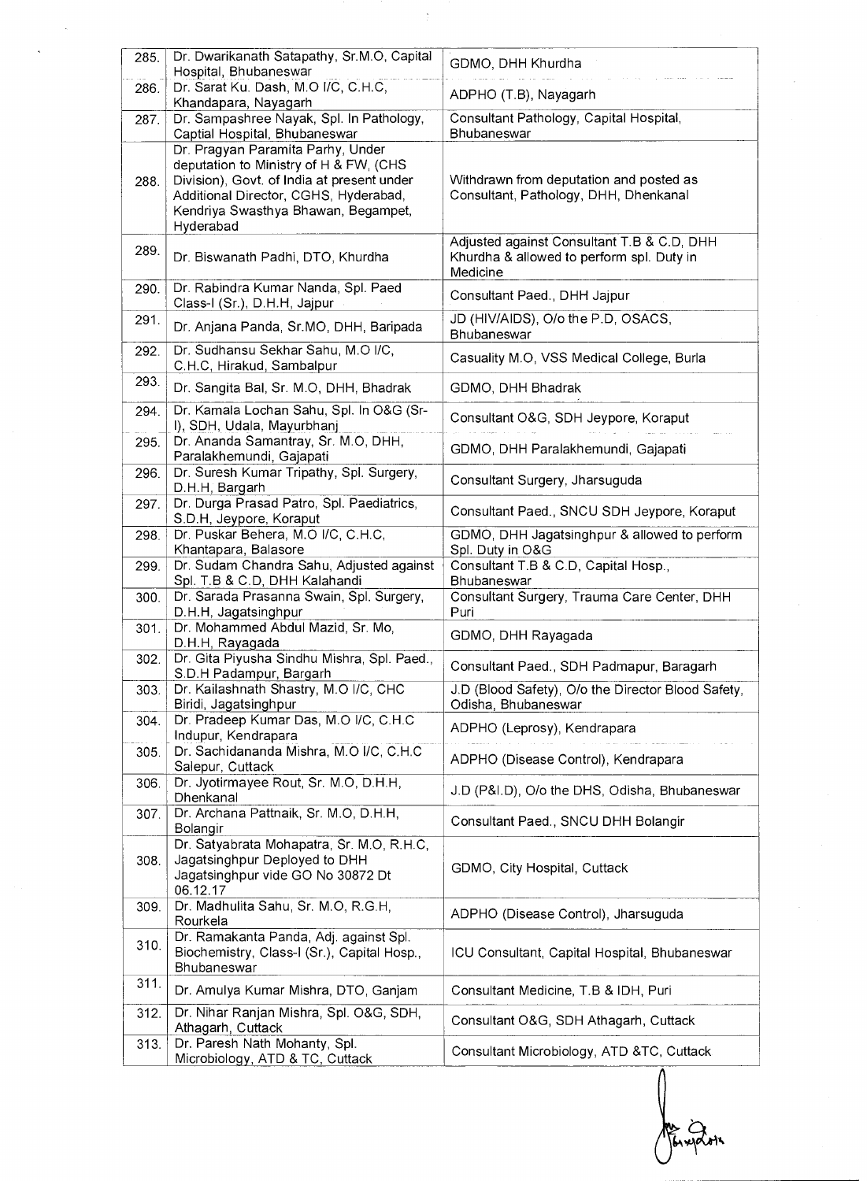| 285. | Dr. Dwarikanath Satapathy, Sr.M.O, Capital Hospital, Bhubaneswar | GDMO, DHH Khurdha |
|---|---|---|
| 286. | Dr. Sarat Ku. Dash, M.O I/C, C.H.C, Khandapara, Nayagarh | ADPHO (T.B), Nayagarh |
| 287. | Dr. Sampashree Nayak, Spl. In Pathology, Captial Hospital, Bhubaneswar | Consultant Pathology, Capital Hospital, Bhubaneswar |
| 288. | Dr. Pragyan Paramita Parhy, Under deputation to Ministry of H & FW, (CHS Division), Govt. of India at present under Additional Director, CGHS, Hyderabad, Kendriya Swasthya Bhawan, Begampet, Hyderabad | Withdrawn from deputation and posted as Consultant, Pathology, DHH, Dhenkanal |
| 289. | Dr. Biswanath Padhi, DTO, Khurdha | Adjusted against Consultant T.B & C.D, DHH Khurdha & allowed to perform spl. Duty in Medicine |
| 290. | Dr. Rabindra Kumar Nanda, Spl. Paed Class-I (Sr.), D.H.H, Jajpur | Consultant Paed., DHH Jajpur |
| 291. | Dr. Anjana Panda, Sr.MO, DHH, Baripada | JD (HIV/AIDS), O/o the P.D, OSACS, Bhubaneswar |
| 292. | Dr. Sudhansu Sekhar Sahu, M.O I/C, C.H.C, Hirakud, Sambalpur | Casuality M.O, VSS Medical College, Burla |
| 293. | Dr. Sangita Bal, Sr. M.O, DHH, Bhadrak | GDMO, DHH Bhadrak |
| 294. | Dr. Kamala Lochan Sahu, Spl. In O&G (Sr-I), SDH, Udala, Mayurbhanj | Consultant O&G, SDH Jeypore, Koraput |
| 295. | Dr. Ananda Samantray, Sr. M.O, DHH, Paralakhemundi, Gajapati | GDMO, DHH Paralakhemundi, Gajapati |
| 296. | Dr. Suresh Kumar Tripathy, Spl. Surgery, D.H.H, Bargarh | Consultant Surgery, Jharsuguda |
| 297. | Dr. Durga Prasad Patro, Spl. Paediatrics, S.D.H, Jeypore, Koraput | Consultant Paed., SNCU SDH Jeypore, Koraput |
| 298. | Dr. Puskar Behera, M.O I/C, C.H.C, Khantapara, Balasore | GDMO, DHH Jagatsinghpur & allowed to perform Spl. Duty in O&G |
| 299. | Dr. Sudam Chandra Sahu, Adjusted against Spl. T.B & C.D, DHH Kalahandi | Consultant T.B & C.D, Capital Hosp., Bhubaneswar |
| 300. | Dr. Sarada Prasanna Swain, Spl. Surgery, D.H.H, Jagatsinghpur | Consultant Surgery, Trauma Care Center, DHH Puri |
| 301. | Dr. Mohammed Abdul Mazid, Sr. Mo, D.H.H, Rayagada | GDMO, DHH Rayagada |
| 302. | Dr. Gita Piyusha Sindhu Mishra, Spl. Paed., S.D.H Padampur, Bargarh | Consultant Paed., SDH Padmapur, Baragarh |
| 303. | Dr. Kailashnath Shastry, M.O I/C, CHC Biridi, Jagatsinghpur | J.D (Blood Safety), O/o the Director Blood Safety, Odisha, Bhubaneswar |
| 304. | Dr. Pradeep Kumar Das, M.O I/C, C.H.C Indupur, Kendrapara | ADPHO (Leprosy), Kendrapara |
| 305. | Dr. Sachidananda Mishra, M.O I/C, C.H.C Salepur, Cuttack | ADPHO (Disease Control), Kendrapara |
| 306. | Dr. Jyotirmayee Rout, Sr. M.O, D.H.H, Dhenkanal | J.D (P&I.D), O/o the DHS, Odisha, Bhubaneswar |
| 307. | Dr. Archana Pattnaik, Sr. M.O, D.H.H, Bolangir | Consultant Paed., SNCU DHH Bolangir |
| 308. | Dr. Satyabrata Mohapatra, Sr. M.O, R.H.C, Jagatsinghpur Deployed to DHH Jagatsinghpur vide GO No 30872 Dt 06.12.17 | GDMO, City Hospital, Cuttack |
| 309. | Dr. Madhulita Sahu, Sr. M.O, R.G.H, Rourkela | ADPHO (Disease Control), Jharsuguda |
| 310. | Dr. Ramakanta Panda, Adj. against Spl. Biochemistry, Class-I (Sr.), Capital Hosp., Bhubaneswar | ICU Consultant, Capital Hospital, Bhubaneswar |
| 311. | Dr. Amulya Kumar Mishra, DTO, Ganjam | Consultant Medicine, T.B & IDH, Puri |
| 312. | Dr. Nihar Ranjan Mishra, Spl. O&G, SDH, Athagarh, Cuttack | Consultant O&G, SDH Athagarh, Cuttack |
| 313. | Dr. Paresh Nath Mohanty, Spl. Microbiology, ATD & TC, Cuttack | Consultant Microbiology, ATD &TC, Cuttack |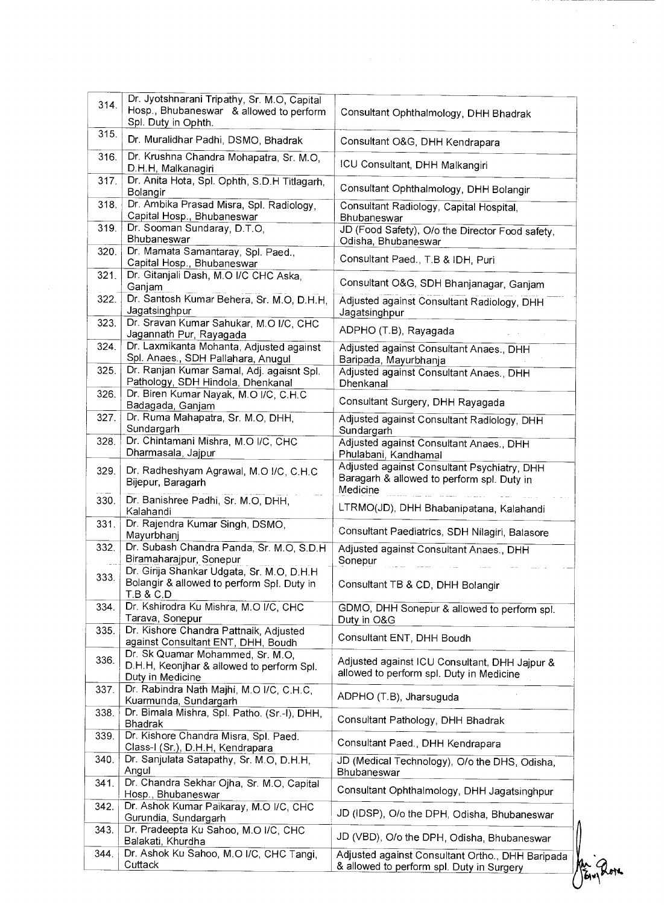| | | |
|---|---|---|
| 314. | Dr. Jyotshnarani Tripathy, Sr. M.O, Capital Hosp., Bhubaneswar & allowed to perform Spl. Duty in Ophth. | Consultant Ophthalmology, DHH Bhadrak |
| 315. | Dr. Muralidhar Padhi, DSMO, Bhadrak | Consultant O&G, DHH Kendrapara |
| 316. | Dr. Krushna Chandra Mohapatra, Sr. M.O, D.H.H, Malkanagiri | ICU Consultant, DHH Malkangiri |
| 317. | Dr. Anita Hota, Spl. Ophth, S.D.H Titlagarh, Bolangir | Consultant Ophthalmology, DHH Bolangir |
| 318. | Dr. Ambika Prasad Misra, Spl. Radiology, Capital Hosp., Bhubaneswar | Consultant Radiology, Capital Hospital, Bhubaneswar |
| 319. | Dr. Sooman Sundaray, D.T.O, Bhubaneswar | JD (Food Safety), O/o the Director Food safety, Odisha, Bhubaneswar |
| 320. | Dr. Mamata Samantaray, Spl. Paed., Capital Hosp., Bhubaneswar | Consultant Paed., T.B & IDH, Puri |
| 321. | Dr. Gitanjali Dash, M.O I/C CHC Aska, Ganjam | Consultant O&G, SDH Bhanjanagar, Ganjam |
| 322. | Dr. Santosh Kumar Behera, Sr. M.O, D.H.H, Jagatsinghpur | Adjusted against Consultant Radiology, DHH Jagatsinghpur |
| 323. | Dr. Sravan Kumar Sahukar, M.O I/C, CHC Jagannath Pur, Rayagada | ADPHO (T.B), Rayagada |
| 324. | Dr. Laxmikanta Mohanta, Adjusted against Spl. Anaes., SDH Pallahara, Anugul | Adjusted against Consultant Anaes., DHH Baripada, Mayurbhanja |
| 325. | Dr. Ranjan Kumar Samal, Adj. agaisnt Spl. Pathology, SDH Hindola, Dhenkanal | Adjusted against Consultant Anaes., DHH Dhenkanal |
| 326. | Dr. Biren Kumar Nayak, M.O I/C, C.H.C Badagada, Ganjam | Consultant Surgery, DHH Rayagada |
| 327. | Dr. Ruma Mahapatra, Sr. M.O, DHH, Sundargarh | Adjusted against Consultant Radiology, DHH Sundargarh |
| 328. | Dr. Chintamani Mishra, M.O I/C, CHC Dharmasala, Jajpur | Adjusted against Consultant Anaes., DHH Phulabani, Kandhamal |
| 329. | Dr. Radheshyam Agrawal, M.O I/C, C.H.C Bijepur, Baragarh | Adjusted against Consultant Psychiatry, DHH Baragarh & allowed to perform spl. Duty in Medicine |
| 330. | Dr. Banishree Padhi, Sr. M.O, DHH, Kalahandi | LTRMO(JD), DHH Bhabanipatana, Kalahandi |
| 331. | Dr. Rajendra Kumar Singh, DSMO, Mayurbhanj | Consultant Paediatrics, SDH Nilagiri, Balasore |
| 332. | Dr. Subash Chandra Panda, Sr. M.O, S.D.H Biramaharajpur, Sonepur | Adjusted against Consultant Anaes., DHH Sonepur |
| 333. | Dr. Girija Shankar Udgata, Sr. M.O, D.H.H Bolangir & allowed to perform Spl. Duty in T.B & C.D | Consultant TB & CD, DHH Bolangir |
| 334. | Dr. Kshirodra Ku Mishra, M.O I/C, CHC Tarava, Sonepur | GDMO, DHH Sonepur & allowed to perform spl. Duty in O&G |
| 335. | Dr. Kishore Chandra Pattnaik, Adjusted against Consultant ENT, DHH, Boudh | Consultant ENT, DHH Boudh |
| 336. | Dr. Sk Quamar Mohammed, Sr. M.O, D.H.H, Keonjhar & allowed to perform Spl. Duty in Medicine | Adjusted against ICU Consultant, DHH Jajpur & allowed to perform spl. Duty in Medicine |
| 337. | Dr. Rabindra Nath Majhi, M.O I/C, C.H.C, Kuarmunda, Sundargarh | ADPHO (T.B), Jharsuguda |
| 338. | Dr. Bimala Mishra, Spl. Patho. (Sr.-I), DHH, Bhadrak | Consultant Pathology, DHH Bhadrak |
| 339. | Dr. Kishore Chandra Misra, Spl. Paed. Class-I (Sr.), D.H.H, Kendrapara | Consultant Paed., DHH Kendrapara |
| 340. | Dr. Sanjulata Satapathy, Sr. M.O, D.H.H, Angul | JD (Medical Technology), O/o the DHS, Odisha, Bhubaneswar |
| 341. | Dr. Chandra Sekhar Ojha, Sr. M.O, Capital Hosp., Bhubaneswar | Consultant Ophthalmology, DHH Jagatsinghpur |
| 342. | Dr. Ashok Kumar Paikaray, M.O I/C, CHC Gurundia, Sundargarh | JD (IDSP), O/o the DPH, Odisha, Bhubaneswar |
| 343. | Dr. Pradeepta Ku Sahoo, M.O I/C, CHC Balakati, Khurdha | JD (VBD), O/o the DPH, Odisha, Bhubaneswar |
| 344. | Dr. Ashok Ku Sahoo, M.O I/C, CHC Tangi, Cuttack | Adjusted against Consultant Ortho., DHH Baripada & allowed to perform spl. Duty in Surgery |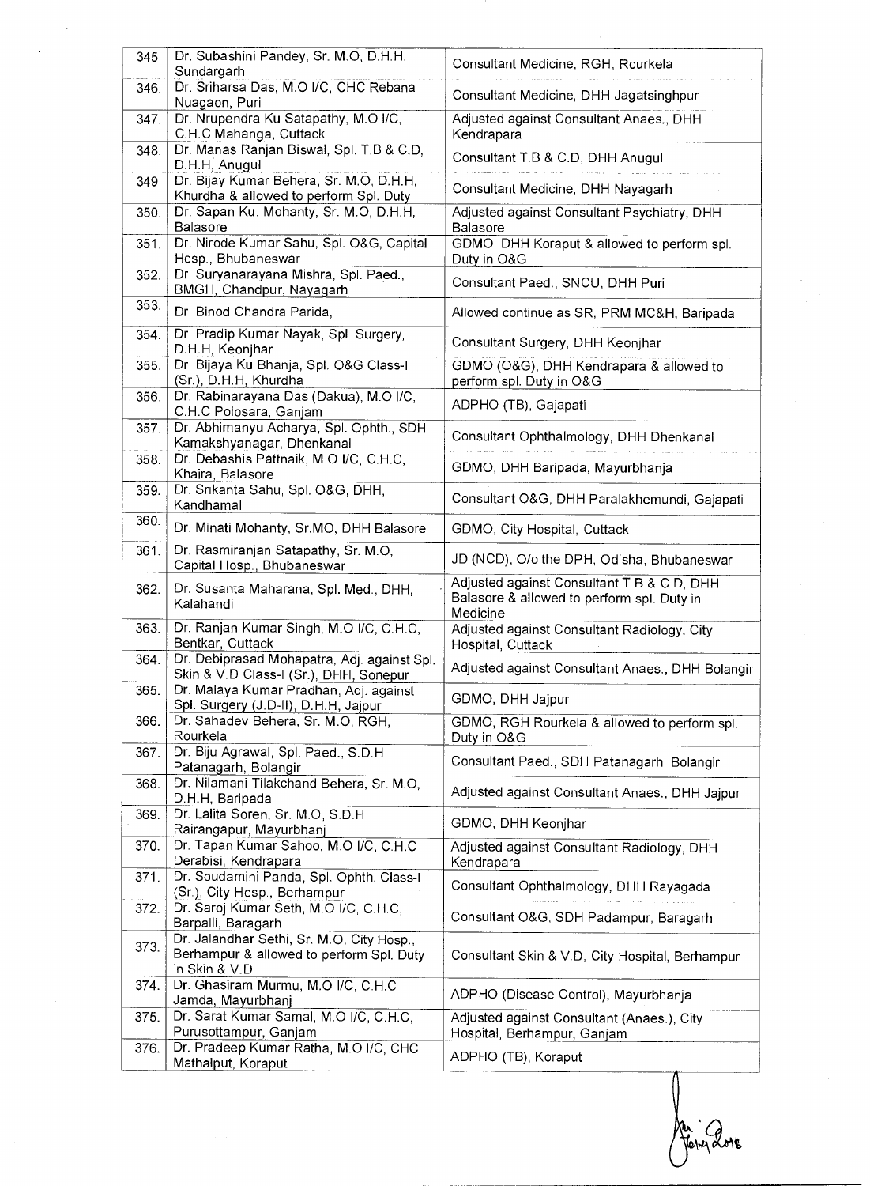| | | |
|---|---|---|
| 345. | Dr. Subashini Pandey, Sr. M.O, D.H.H, Sundargarh | Consultant Medicine, RGH, Rourkela |
| 346. | Dr. Sriharsa Das, M.O I/C, CHC Rebana Nuagaon, Puri | Consultant Medicine, DHH Jagatsinghpur |
| 347. | Dr. Nrupendra Ku Satapathy, M.O I/C, C.H.C Mahanga, Cuttack | Adjusted against Consultant Anaes., DHH Kendrapara |
| 348. | Dr. Manas Ranjan Biswal, Spl. T.B & C.D, D.H.H, Anugul | Consultant T.B & C.D, DHH Anugul |
| 349. | Dr. Bijay Kumar Behera, Sr. M.O, D.H.H, Khurdha & allowed to perform Spl. Duty | Consultant Medicine, DHH Nayagarh |
| 350. | Dr. Sapan Ku. Mohanty, Sr. M.O, D.H.H, Balasore | Adjusted against Consultant Psychiatry, DHH Balasore |
| 351. | Dr. Nirode Kumar Sahu, Spl. O&G, Capital Hosp., Bhubaneswar | GDMO, DHH Koraput & allowed to perform spl. Duty in O&G |
| 352. | Dr. Suryanarayana Mishra, Spl. Paed., BMGH, Chandpur, Nayagarh | Consultant Paed., SNCU, DHH Puri |
| 353. | Dr. Binod Chandra Parida, | Allowed continue as SR, PRM MC&H, Baripada |
| 354. | Dr. Pradip Kumar Nayak, Spl. Surgery, D.H.H, Keonjhar | Consultant Surgery, DHH Keonjhar |
| 355. | Dr. Bijaya Ku Bhanja, Spl. O&G Class-I (Sr.), D.H.H, Khurdha | GDMO (O&G), DHH Kendrapara & allowed to perform spl. Duty in O&G |
| 356. | Dr. Rabinarayana Das (Dakua), M.O I/C, C.H.C Polosara, Ganjam | ADPHO (TB), Gajapati |
| 357. | Dr. Abhimanyu Acharya, Spl. Ophth., SDH Kamakshyanagar, Dhenkanal | Consultant Ophthalmology, DHH Dhenkanal |
| 358. | Dr. Debashis Pattnaik, M.O I/C, C.H.C, Khaira, Balasore | GDMO, DHH Baripada, Mayurbhanja |
| 359. | Dr. Srikanta Sahu, Spl. O&G, DHH, Kandhamal | Consultant O&G, DHH Paralakhemundi, Gajapati |
| 360. | Dr. Minati Mohanty, Sr.MO, DHH Balasore | GDMO, City Hospital, Cuttack |
| 361. | Dr. Rasmiranjan Satapathy, Sr. M.O, Capital Hosp., Bhubaneswar | JD (NCD), O/o the DPH, Odisha, Bhubaneswar |
| 362. | Dr. Susanta Maharana, Spl. Med., DHH, Kalahandi | Adjusted against Consultant T.B & C.D, DHH Balasore & allowed to perform spl. Duty in Medicine |
| 363. | Dr. Ranjan Kumar Singh, M.O I/C, C.H.C, Bentkar, Cuttack | Adjusted against Consultant Radiology, City Hospital, Cuttack |
| 364. | Dr. Debiprasad Mohapatra, Adj. against Spl. Skin & V.D Class-I (Sr.), DHH, Sonepur | Adjusted against Consultant Anaes., DHH Bolangir |
| 365. | Dr. Malaya Kumar Pradhan, Adj. against Spl. Surgery (J.D-II), D.H.H, Jajpur | GDMO, DHH Jajpur |
| 366. | Dr. Sahadev Behera, Sr. M.O, RGH, Rourkela | GDMO, RGH Rourkela & allowed to perform spl. Duty in O&G |
| 367. | Dr. Biju Agrawal, Spl. Paed., S.D.H Patanagarh, Bolangir | Consultant Paed., SDH Patanagarh, Bolangir |
| 368. | Dr. Nilamani Tilakchand Behera, Sr. M.O, D.H.H, Baripada | Adjusted against Consultant Anaes., DHH Jajpur |
| 369. | Dr. Lalita Soren, Sr. M.O, S.D.H Rairangapur, Mayurbhanj | GDMO, DHH Keonjhar |
| 370. | Dr. Tapan Kumar Sahoo, M.O I/C, C.H.C Derabisi, Kendrapara | Adjusted against Consultant Radiology, DHH Kendrapara |
| 371. | Dr. Soudamini Panda, Spl. Ophth. Class-I (Sr.), City Hosp., Berhampur | Consultant Ophthalmology, DHH Rayagada |
| 372. | Dr. Saroj Kumar Seth, M.O I/C, C.H.C, Barpalli, Baragarh | Consultant O&G, SDH Padampur, Baragarh |
| 373. | Dr. Jalandhar Sethi, Sr. M.O, City Hosp., Berhampur & allowed to perform Spl. Duty in Skin & V.D | Consultant Skin & V.D, City Hospital, Berhampur |
| 374. | Dr. Ghasiram Murmu, M.O I/C, C.H.C Jamda, Mayurbhanj | ADPHO (Disease Control), Mayurbhanja |
| 375. | Dr. Sarat Kumar Samal, M.O I/C, C.H.C, Purusottampur, Ganjam | Adjusted against Consultant (Anaes.), City Hospital, Berhampur, Ganjam |
| 376. | Dr. Pradeep Kumar Ratha, M.O I/C, CHC Mathalput, Koraput | ADPHO (TB), Koraput |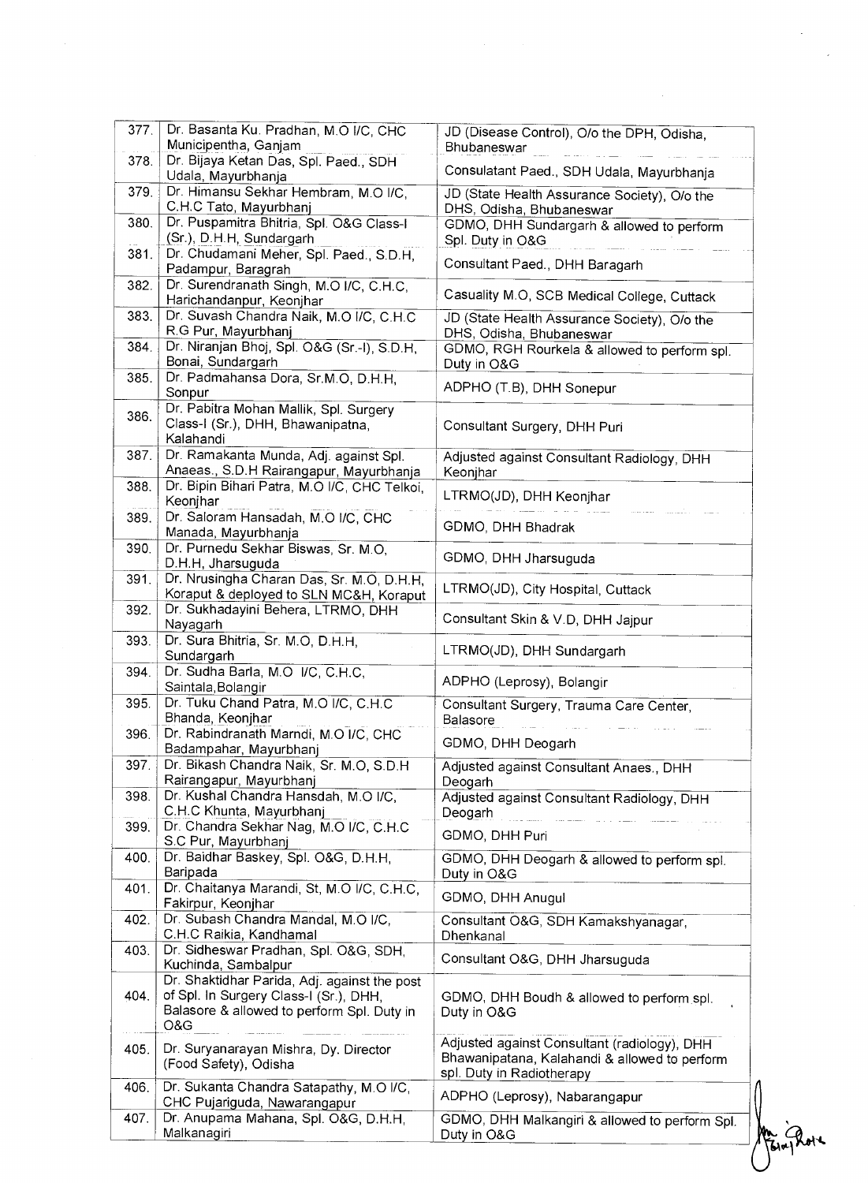| | | |
|---|---|---|
| 377. | Dr. Basanta Ku. Pradhan, M.O I/C, CHC Municipentha, Ganjam | JD (Disease Control), O/o the DPH, Odisha, Bhubaneswar |
| 378. | Dr. Bijaya Ketan Das, Spl. Paed., SDH Udala, Mayurbhanja | Consulatant Paed., SDH Udala, Mayurbhanja |
| 379. | Dr. Himansu Sekhar Hembram, M.O I/C, C.H.C Tato, Mayurbhanj | JD (State Health Assurance Society), O/o the DHS, Odisha, Bhubaneswar |
| 380. | Dr. Puspamitra Bhitria, Spl. O&G Class-I (Sr.), D.H.H, Sundargarh | GDMO, DHH Sundargarh & allowed to perform Spl. Duty in O&G |
| 381. | Dr. Chudamani Meher, Spl. Paed., S.D.H, Padampur, Baragrah | Consultant Paed., DHH Baragarh |
| 382. | Dr. Surendranath Singh, M.O I/C, C.H.C, Harichandanpur, Keonjhar | Casuality M.O, SCB Medical College, Cuttack |
| 383. | Dr. Suvash Chandra Naik, M.O I/C, C.H.C R.G Pur, Mayurbhanj | JD (State Health Assurance Society), O/o the DHS, Odisha, Bhubaneswar |
| 384. | Dr. Niranjan Bhoj, Spl. O&G (Sr.-I), S.D.H, Bonai, Sundargarh | GDMO, RGH Rourkela & allowed to perform spl. Duty in O&G |
| 385. | Dr. Padmahansa Dora, Sr.M.O, D.H.H, Sonpur | ADPHO (T.B), DHH Sonepur |
| 386. | Dr. Pabitra Mohan Mallik, Spl. Surgery Class-I (Sr.), DHH, Bhawanipatna, Kalahandi | Consultant Surgery, DHH Puri |
| 387. | Dr. Ramakanta Munda, Adj. against Spl. Anaeas., S.D.H Rairangapur, Mayurbhanja | Adjusted against Consultant Radiology, DHH Keonjhar |
| 388. | Dr. Bipin Bihari Patra, M.O I/C, CHC Telkoi, Keonjhar | LTRMO(JD), DHH Keonjhar |
| 389. | Dr. Saloram Hansadah, M.O I/C, CHC Manada, Mayurbhanja | GDMO, DHH Bhadrak |
| 390. | Dr. Purnedu Sekhar Biswas, Sr. M.O, D.H.H, Jharsuguda | GDMO, DHH Jharsuguda |
| 391. | Dr. Nrusingha Charan Das, Sr. M.O, D.H.H, Koraput & deployed to SLN MC&H, Koraput | LTRMO(JD), City Hospital, Cuttack |
| 392. | Dr. Sukhadayini Behera, LTRMO, DHH Nayagarh | Consultant Skin & V.D, DHH Jajpur |
| 393. | Dr. Sura Bhitria, Sr. M.O, D.H.H, Sundargarh | LTRMO(JD), DHH Sundargarh |
| 394. | Dr. Sudha Barla, M.O I/C, C.H.C, Saintala,Bolangir | ADPHO (Leprosy), Bolangir |
| 395. | Dr. Tuku Chand Patra, M.O I/C, C.H.C Bhanda, Keonjhar | Consultant Surgery, Trauma Care Center, Balasore |
| 396. | Dr. Rabindranath Marndi, M.O I/C, CHC Badampahar, Mayurbhanj | GDMO, DHH Deogarh |
| 397. | Dr. Bikash Chandra Naik, Sr. M.O, S.D.H Rairangapur, Mayurbhanj | Adjusted against Consultant Anaes., DHH Deogarh |
| 398. | Dr. Kushal Chandra Hansdah, M.O I/C, C.H.C Khunta, Mayurbhanj | Adjusted against Consultant Radiology, DHH Deogarh |
| 399. | Dr. Chandra Sekhar Nag, M.O I/C, C.H.C S.C Pur, Mayurbhanj | GDMO, DHH Puri |
| 400. | Dr. Baidhar Baskey, Spl. O&G, D.H.H, Baripada | GDMO, DHH Deogarh & allowed to perform spl. Duty in O&G |
| 401. | Dr. Chaitanya Marandi, St, M.O I/C, C.H.C, Fakirpur, Keonjhar | GDMO, DHH Anugul |
| 402. | Dr. Subash Chandra Mandal, M.O I/C, C.H.C Raikia, Kandhamal | Consultant O&G, SDH Kamakshyanagar, Dhenkanal |
| 403. | Dr. Sidheswar Pradhan, Spl. O&G, SDH, Kuchinda, Sambalpur | Consultant O&G, DHH Jharsuguda |
| 404. | Dr. Shaktidhar Parida, Adj. against the post of Spl. In Surgery Class-I (Sr.), DHH, Balasore & allowed to perform Spl. Duty in O&G | GDMO, DHH Boudh & allowed to perform spl. Duty in O&G |
| 405. | Dr. Suryanarayan Mishra, Dy. Director (Food Safety), Odisha | Adjusted against Consultant (radiology), DHH Bhawanipatana, Kalahandi & allowed to perform spl. Duty in Radiotherapy |
| 406. | Dr. Sukanta Chandra Satapathy, M.O I/C, CHC Pujariguda, Nawarangapur | ADPHO (Leprosy), Nabarangapur |
| 407. | Dr. Anupama Mahana, Spl. O&G, D.H.H, Malkanagiri | GDMO, DHH Malkangiri & allowed to perform Spl. Duty in O&G |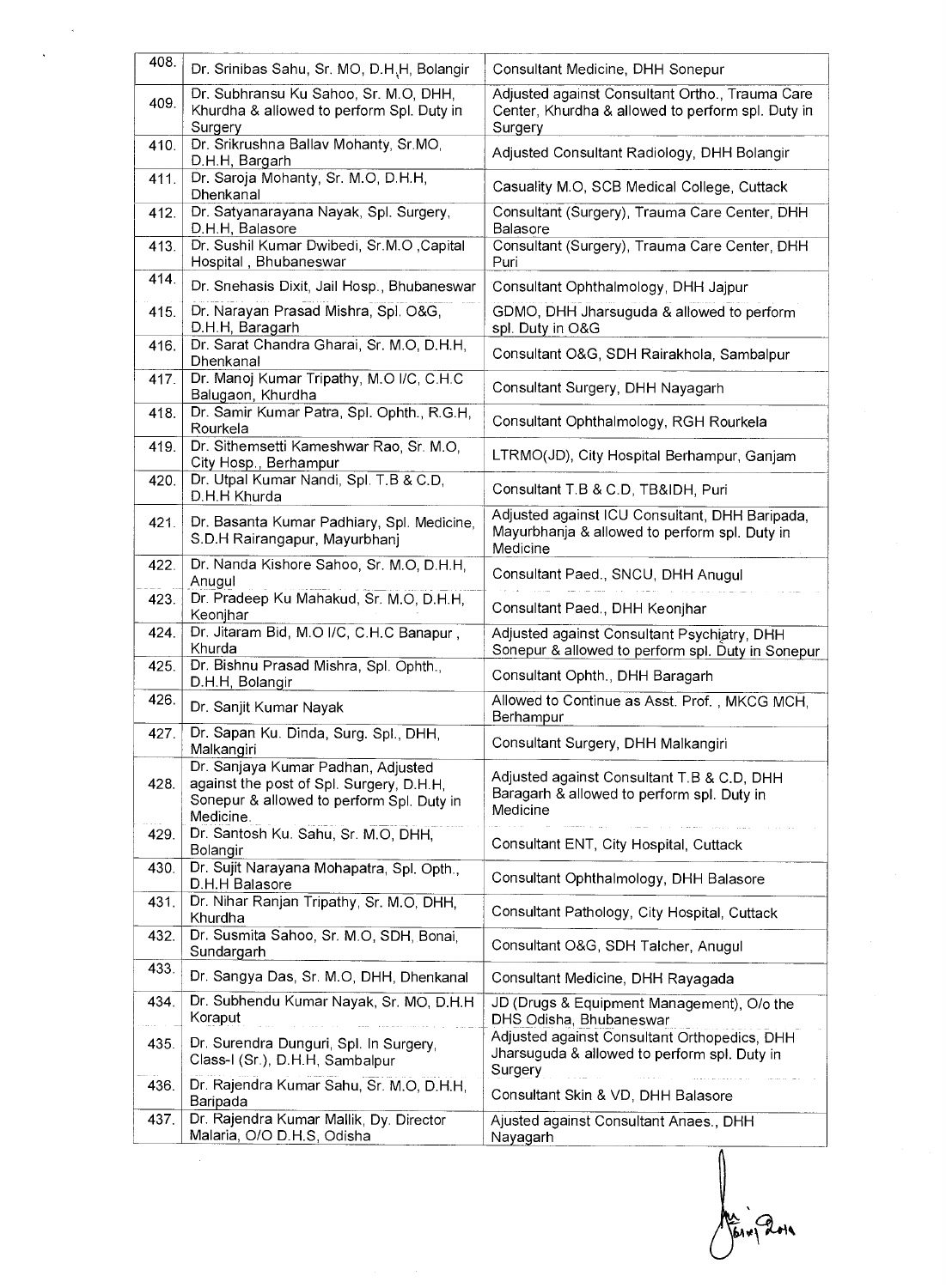| | | |
|---|---|---|
| 408. | Dr. Srinibas Sahu, Sr. MO, D.H,H, Bolangir | Consultant Medicine, DHH Sonepur |
| 409. | Dr. Subhransu Ku Sahoo, Sr. M.O, DHH, Khurdha & allowed to perform Spl. Duty in Surgery | Adjusted against Consultant Ortho., Trauma Care Center, Khurdha & allowed to perform spl. Duty in Surgery |
| 410. | Dr. Srikrushna Ballav Mohanty, Sr.MO, D.H.H, Bargarh | Adjusted Consultant Radiology, DHH Bolangir |
| 411. | Dr. Saroja Mohanty, Sr. M.O, D.H.H, Dhenkanal | Casuality M.O, SCB Medical College, Cuttack |
| 412. | Dr. Satyanarayana Nayak, Spl. Surgery, D.H.H, Balasore | Consultant (Surgery), Trauma Care Center, DHH Balasore |
| 413. | Dr. Sushil Kumar Dwibedi, Sr.M.O ,Capital Hospital , Bhubaneswar | Consultant (Surgery), Trauma Care Center, DHH Puri |
| 414. | Dr. Snehasis Dixit, Jail Hosp., Bhubaneswar | Consultant Ophthalmology, DHH Jajpur |
| 415. | Dr. Narayan Prasad Mishra, Spl. O&G, D.H.H, Baragarh | GDMO, DHH Jharsuguda & allowed to perform spl. Duty in O&G |
| 416. | Dr. Sarat Chandra Gharai, Sr. M.O, D.H.H, Dhenkanal | Consultant O&G, SDH Rairakhola, Sambalpur |
| 417. | Dr. Manoj Kumar Tripathy, M.O I/C, C.H.C Balugaon, Khurdha | Consultant Surgery, DHH Nayagarh |
| 418. | Dr. Samir Kumar Patra, Spl. Ophth., R.G.H, Rourkela | Consultant Ophthalmology, RGH Rourkela |
| 419. | Dr. Sithemsetti Kameshwar Rao, Sr. M.O, City Hosp., Berhampur | LTRMO(JD), City Hospital Berhampur, Ganjam |
| 420. | Dr. Utpal Kumar Nandi, Spl. T.B & C.D, D.H.H Khurda | Consultant T.B & C.D, TB&IDH, Puri |
| 421. | Dr. Basanta Kumar Padhiary, Spl. Medicine, S.D.H Rairangapur, Mayurbhanj | Adjusted against ICU Consultant, DHH Baripada, Mayurbhanja & allowed to perform spl. Duty in Medicine |
| 422. | Dr. Nanda Kishore Sahoo, Sr. M.O, D.H.H, Anugul | Consultant Paed., SNCU, DHH Anugul |
| 423. | Dr. Pradeep Ku Mahakud, Sr. M.O, D.H.H, Keonjhar | Consultant Paed., DHH Keonjhar |
| 424. | Dr. Jitaram Bid, M.O I/C, C.H.C Banapur , Khurda | Adjusted against Consultant Psychiatry, DHH Sonepur & allowed to perform spl. Duty in Sonepur |
| 425. | Dr. Bishnu Prasad Mishra, Spl. Ophth., D.H.H, Bolangir | Consultant Ophth., DHH Baragarh |
| 426. | Dr. Sanjit Kumar Nayak | Allowed to Continue as Asst. Prof. , MKCG MCH, Berhampur |
| 427. | Dr. Sapan Ku. Dinda, Surg. Spl., DHH, Malkangiri | Consultant Surgery, DHH Malkangiri |
| 428. | Dr. Sanjaya Kumar Padhan, Adjusted against the post of Spl. Surgery, D.H.H, Sonepur & allowed to perform Spl. Duty in Medicine. | Adjusted against Consultant T.B & C.D, DHH Baragarh & allowed to perform spl. Duty in Medicine |
| 429. | Dr. Santosh Ku. Sahu, Sr. M.O, DHH, Bolangir | Consultant ENT, City Hospital, Cuttack |
| 430. | Dr. Sujit Narayana Mohapatra, Spl. Opth., D.H.H Balasore | Consultant Ophthalmology, DHH Balasore |
| 431. | Dr. Nihar Ranjan Tripathy, Sr. M.O, DHH, Khurdha | Consultant Pathology, City Hospital, Cuttack |
| 432. | Dr. Susmita Sahoo, Sr. M.O, SDH, Bonai, Sundargarh | Consultant O&G, SDH Talcher, Anugul |
| 433. | Dr. Sangya Das, Sr. M.O, DHH, Dhenkanal | Consultant Medicine, DHH Rayagada |
| 434. | Dr. Subhendu Kumar Nayak, Sr. MO, D.H.H Koraput | JD (Drugs & Equipment Management), O/o the DHS Odisha, Bhubaneswar |
| 435. | Dr. Surendra Dunguri, Spl. In Surgery, Class-I (Sr.), D.H.H, Sambalpur | Adjusted against Consultant Orthopedics, DHH Jharsuguda & allowed to perform spl. Duty in Surgery |
| 436. | Dr. Rajendra Kumar Sahu, Sr. M.O, D.H.H, Baripada | Consultant Skin & VD, DHH Balasore |
| 437. | Dr. Rajendra Kumar Mallik, Dy. Director Malaria, O/O D.H.S, Odisha | Ajusted against Consultant Anaes., DHH Nayagarh |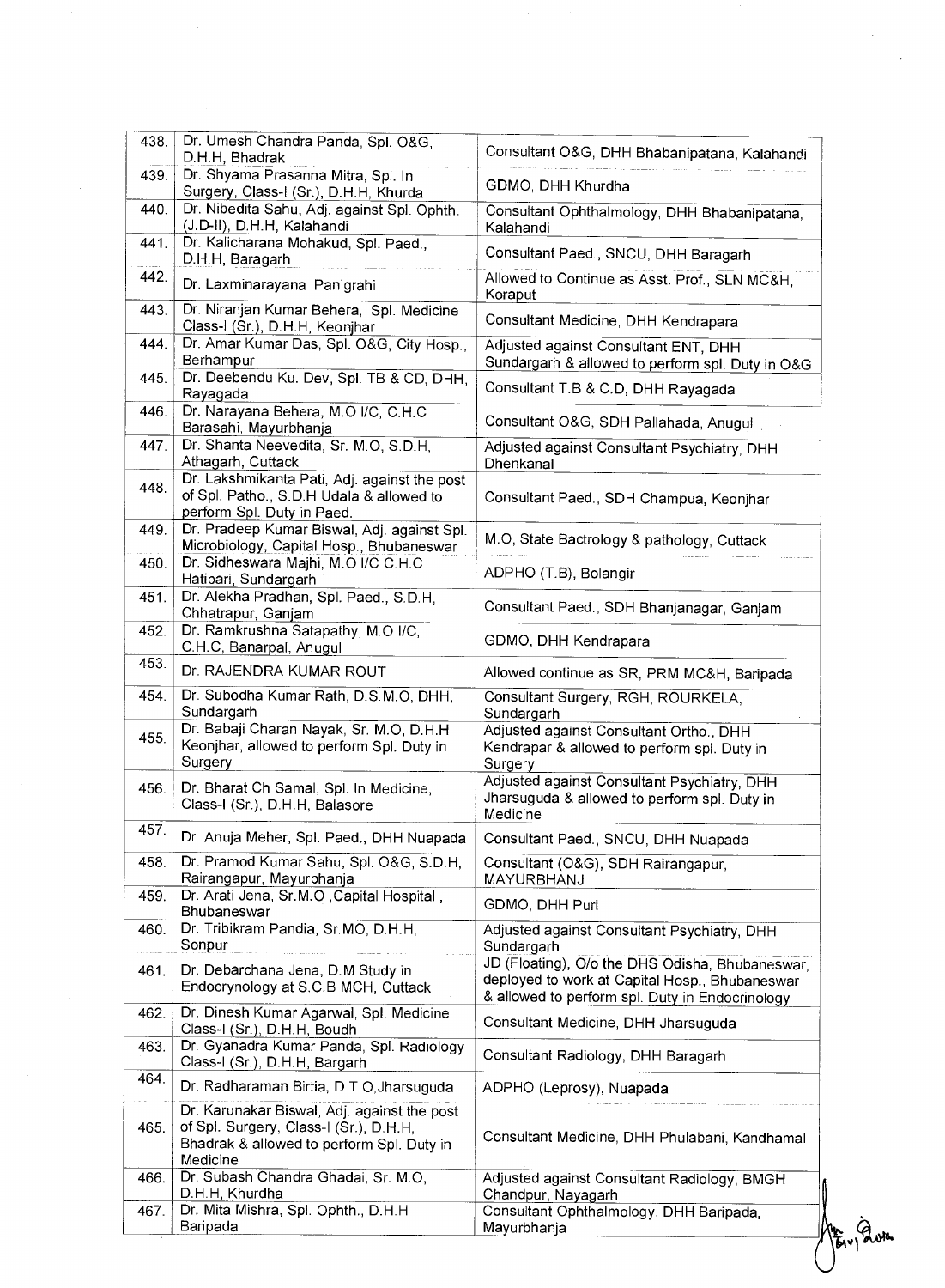| | | |
|---|---|---|
| 438. | Dr. Umesh Chandra Panda, Spl. O&G, D.H.H, Bhadrak | Consultant O&G, DHH Bhabanipatana, Kalahandi |
| 439. | Dr. Shyama Prasanna Mitra, Spl. In Surgery, Class-I (Sr.), D.H.H, Khurda | GDMO, DHH Khurdha |
| 440. | Dr. Nibedita Sahu, Adj. against Spl. Ophth. (J.D-II), D.H.H, Kalahandi | Consultant Ophthalmology, DHH Bhabanipatana, Kalahandi |
| 441. | Dr. Kalicharana Mohakud, Spl. Paed., D.H.H, Baragarh | Consultant Paed., SNCU, DHH Baragarh |
| 442. | Dr. Laxminarayana Panigrahi | Allowed to Continue as Asst. Prof., SLN MC&H, Koraput |
| 443. | Dr. Niranjan Kumar Behera, Spl. Medicine Class-I (Sr.), D.H.H, Keonjhar | Consultant Medicine, DHH Kendrapara |
| 444. | Dr. Amar Kumar Das, Spl. O&G, City Hosp., Berhampur | Adjusted against Consultant ENT, DHH Sundargarh & allowed to perform spl. Duty in O&G |
| 445. | Dr. Deebendu Ku. Dev, Spl. TB & CD, DHH, Rayagada | Consultant T.B & C.D, DHH Rayagada |
| 446. | Dr. Narayana Behera, M.O I/C, C.H.C Barasahi, Mayurbhanja | Consultant O&G, SDH Pallahada, Anugul |
| 447. | Dr. Shanta Neevedita, Sr. M.O, S.D.H, Athagarh, Cuttack | Adjusted against Consultant Psychiatry, DHH Dhenkanal |
| 448. | Dr. Lakshmikanta Pati, Adj. against the post of Spl. Patho., S.D.H Udala & allowed to perform Spl. Duty in Paed. | Consultant Paed., SDH Champua, Keonjhar |
| 449. | Dr. Pradeep Kumar Biswal, Adj. against Spl. Microbiology, Capital Hosp., Bhubaneswar | M.O, State Bactrology & pathology, Cuttack |
| 450. | Dr. Sidheswara Majhi, M.O I/C C.H.C Hatibari, Sundargarh | ADPHO (T.B), Bolangir |
| 451. | Dr. Alekha Pradhan, Spl. Paed., S.D.H, Chhatrapur, Ganjam | Consultant Paed., SDH Bhanjanagar, Ganjam |
| 452. | Dr. Ramkrushna Satapathy, M.O I/C, C.H.C, Banarpal, Anugul | GDMO, DHH Kendrapara |
| 453. | Dr. RAJENDRA KUMAR ROUT | Allowed continue as SR, PRM MC&H, Baripada |
| 454. | Dr. Subodha Kumar Rath, D.S.M.O, DHH, Sundargarh | Consultant Surgery, RGH, ROURKELA, Sundargarh |
| 455. | Dr. Babaji Charan Nayak, Sr. M.O, D.H.H Keonjhar, allowed to perform Spl. Duty in Surgery | Adjusted against Consultant Ortho., DHH Kendrapar & allowed to perform spl. Duty in Surgery |
| 456. | Dr. Bharat Ch Samal, Spl. In Medicine, Class-I (Sr.), D.H.H, Balasore | Adjusted against Consultant Psychiatry, DHH Jharsuguda & allowed to perform spl. Duty in Medicine |
| 457. | Dr. Anuja Meher, Spl. Paed., DHH Nuapada | Consultant Paed., SNCU, DHH Nuapada |
| 458. | Dr. Pramod Kumar Sahu, Spl. O&G, S.D.H, Rairangapur, Mayurbhanja | Consultant (O&G), SDH Rairangapur, MAYURBHANJ |
| 459. | Dr. Arati Jena, Sr.M.O ,Capital Hospital , Bhubaneswar | GDMO, DHH Puri |
| 460. | Dr. Tribikram Pandia, Sr.MO, D.H.H, Sonpur | Adjusted against Consultant Psychiatry, DHH Sundargarh |
| 461. | Dr. Debarchana Jena, D.M Study in Endocrynology at S.C.B MCH, Cuttack | JD (Floating), O/o the DHS Odisha, Bhubaneswar, deployed to work at Capital Hosp., Bhubaneswar & allowed to perform spl. Duty in Endocrinology |
| 462. | Dr. Dinesh Kumar Agarwal, Spl. Medicine Class-I (Sr.), D.H.H, Boudh | Consultant Medicine, DHH Jharsuguda |
| 463. | Dr. Gyanadra Kumar Panda, Spl. Radiology Class-I (Sr.), D.H.H, Bargarh | Consultant Radiology, DHH Baragarh |
| 464. | Dr. Radharaman Birtia, D.T.O,Jharsuguda | ADPHO (Leprosy), Nuapada |
| 465. | Dr. Karunakar Biswal, Adj. against the post of Spl. Surgery, Class-I (Sr.), D.H.H, Bhadrak & allowed to perform Spl. Duty in Medicine | Consultant Medicine, DHH Phulabani, Kandhamal |
| 466. | Dr. Subash Chandra Ghadai, Sr. M.O, D.H.H, Khurdha | Adjusted against Consultant Radiology, BMGH Chandpur, Nayagarh |
| 467. | Dr. Mita Mishra, Spl. Ophth., D.H.H Baripada | Consultant Ophthalmology, DHH Baripada, Mayurbhanja |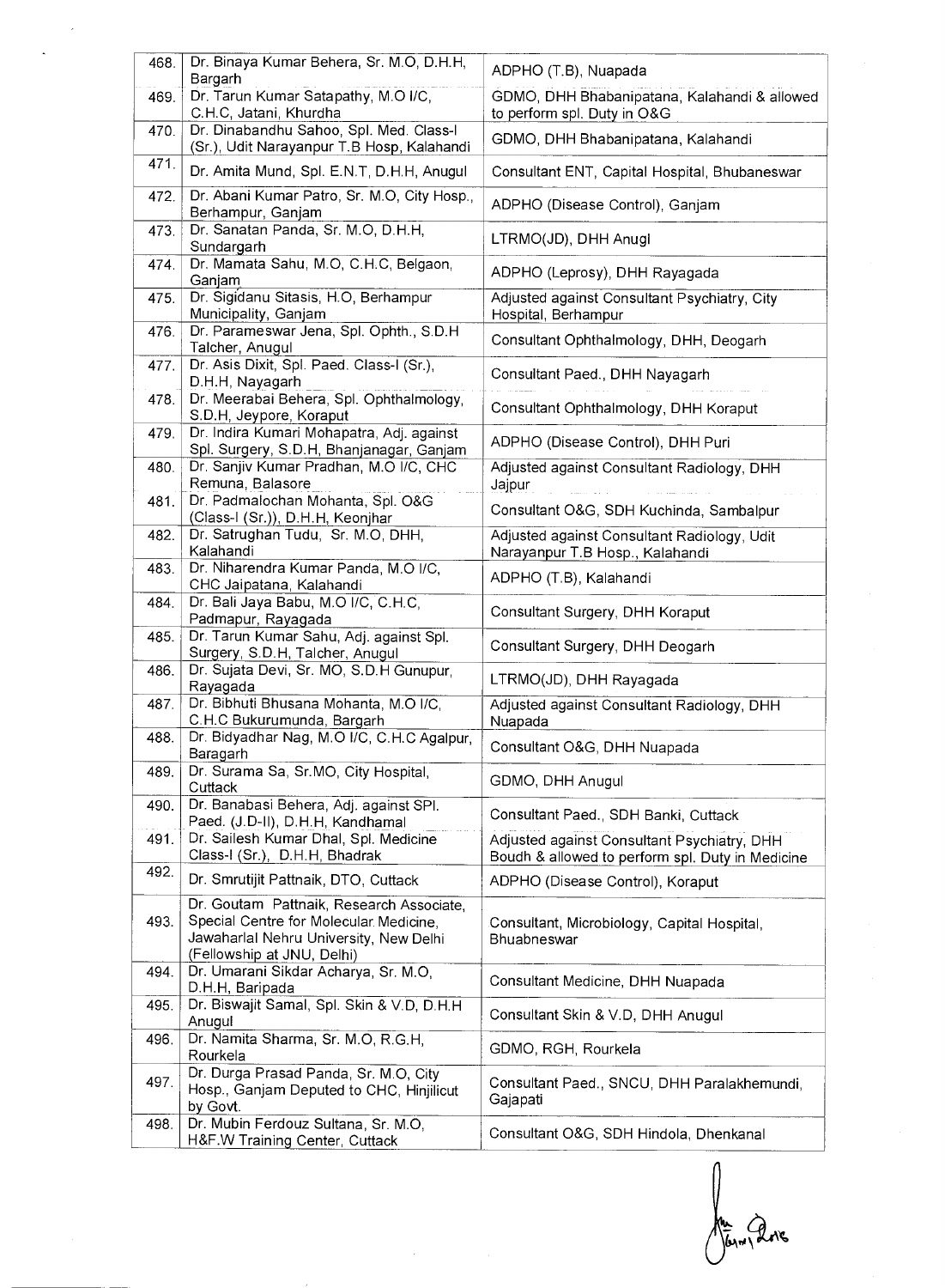| 468. | Dr. Binaya Kumar Behera, Sr. M.O, D.H.H, Bargarh | ADPHO (T.B), Nuapada |
|---|---|---|
| 469. | Dr. Tarun Kumar Satapathy, M.O I/C, C.H.C, Jatani, Khurdha | GDMO, DHH Bhabanipatana, Kalahandi & allowed to perform spl. Duty in O&G |
| 470. | Dr. Dinabandhu Sahoo, Spl. Med. Class-I (Sr.), Udit Narayanpur T.B Hosp, Kalahandi | GDMO, DHH Bhabanipatana, Kalahandi |
| 471. | Dr. Amita Mund, Spl. E.N.T, D.H.H, Anugul | Consultant ENT, Capital Hospital, Bhubaneswar |
| 472. | Dr. Abani Kumar Patro, Sr. M.O, City Hosp., Berhampur, Ganjam | ADPHO (Disease Control), Ganjam |
| 473. | Dr. Sanatan Panda, Sr. M.O, D.H.H, Sundargarh | LTRMO(JD), DHH Anugl |
| 474. | Dr. Mamata Sahu, M.O, C.H.C, Belgaon, Ganjam | ADPHO (Leprosy), DHH Rayagada |
| 475. | Dr. Sigidanu Sitasis, H.O, Berhampur Municipality, Ganjam | Adjusted against Consultant Psychiatry, City Hospital, Berhampur |
| 476. | Dr. Parameswar Jena, Spl. Ophth., S.D.H Talcher, Anugul | Consultant Ophthalmology, DHH, Deogarh |
| 477. | Dr. Asis Dixit, Spl. Paed. Class-I (Sr.), D.H.H, Nayagarh | Consultant Paed., DHH Nayagarh |
| 478. | Dr. Meerabai Behera, Spl. Ophthalmology, S.D.H, Jeypore, Koraput | Consultant Ophthalmology, DHH Koraput |
| 479. | Dr. Indira Kumari Mohapatra, Adj. against Spl. Surgery, S.D.H, Bhanjanagar, Ganjam | ADPHO (Disease Control), DHH Puri |
| 480. | Dr. Sanjiv Kumar Pradhan, M.O I/C, CHC Remuna, Balasore | Adjusted against Consultant Radiology, DHH Jajpur |
| 481. | Dr. Padmalochan Mohanta, Spl. O&G (Class-I (Sr.)), D.H.H, Keonjhar | Consultant O&G, SDH Kuchinda, Sambalpur |
| 482. | Dr. Satrughan Tudu, Sr. M.O, DHH, Kalahandi | Adjusted against Consultant Radiology, Udit Narayanpur T.B Hosp., Kalahandi |
| 483. | Dr. Niharendra Kumar Panda, M.O I/C, CHC Jaipatana, Kalahandi | ADPHO (T.B), Kalahandi |
| 484. | Dr. Bali Jaya Babu, M.O I/C, C.H.C, Padmapur, Rayagada | Consultant Surgery, DHH Koraput |
| 485. | Dr. Tarun Kumar Sahu, Adj. against Spl. Surgery, S.D.H, Talcher, Anugul | Consultant Surgery, DHH Deogarh |
| 486. | Dr. Sujata Devi, Sr. MO, S.D.H Gunupur, Rayagada | LTRMO(JD), DHH Rayagada |
| 487. | Dr. Bibhuti Bhusana Mohanta, M.O I/C, C.H.C Bukurumunda, Bargarh | Adjusted against Consultant Radiology, DHH Nuapada |
| 488. | Dr. Bidyadhar Nag, M.O I/C, C.H.C Agalpur, Baragarh | Consultant O&G, DHH Nuapada |
| 489. | Dr. Surama Sa, Sr.MO, City Hospital, Cuttack | GDMO, DHH Anugul |
| 490. | Dr. Banabasi Behera, Adj. against SPl. Paed. (J.D-II), D.H.H, Kandhamal | Consultant Paed., SDH Banki, Cuttack |
| 491. | Dr. Sailesh Kumar Dhal, Spl. Medicine Class-I (Sr.), D.H.H, Bhadrak | Adjusted against Consultant Psychiatry, DHH Boudh & allowed to perform spl. Duty in Medicine |
| 492. | Dr. Smrutijit Pattnaik, DTO, Cuttack | ADPHO (Disease Control), Koraput |
| 493. | Dr. Goutam Pattnaik, Research Associate, Special Centre for Molecular Medicine, Jawaharlal Nehru University, New Delhi (Fellowship at JNU, Delhi) | Consultant, Microbiology, Capital Hospital, Bhubaneswar |
| 494. | Dr. Umarani Sikdar Acharya, Sr. M.O, D.H.H, Baripada | Consultant Medicine, DHH Nuapada |
| 495. | Dr. Biswajit Samal, Spl. Skin & V.D, D.H.H Anugul | Consultant Skin & V.D, DHH Anugul |
| 496. | Dr. Namita Sharma, Sr. M.O, R.G.H, Rourkela | GDMO, RGH, Rourkela |
| 497. | Dr. Durga Prasad Panda, Sr. M.O, City Hosp., Ganjam Deputed to CHC, Hinjilicut by Govt. | Consultant Paed., SNCU, DHH Paralakhemundi, Gajapati |
| 498. | Dr. Mubin Ferdouz Sultana, Sr. M.O, H&F.W Training Center, Cuttack | Consultant O&G, SDH Hindola, Dhenkanal |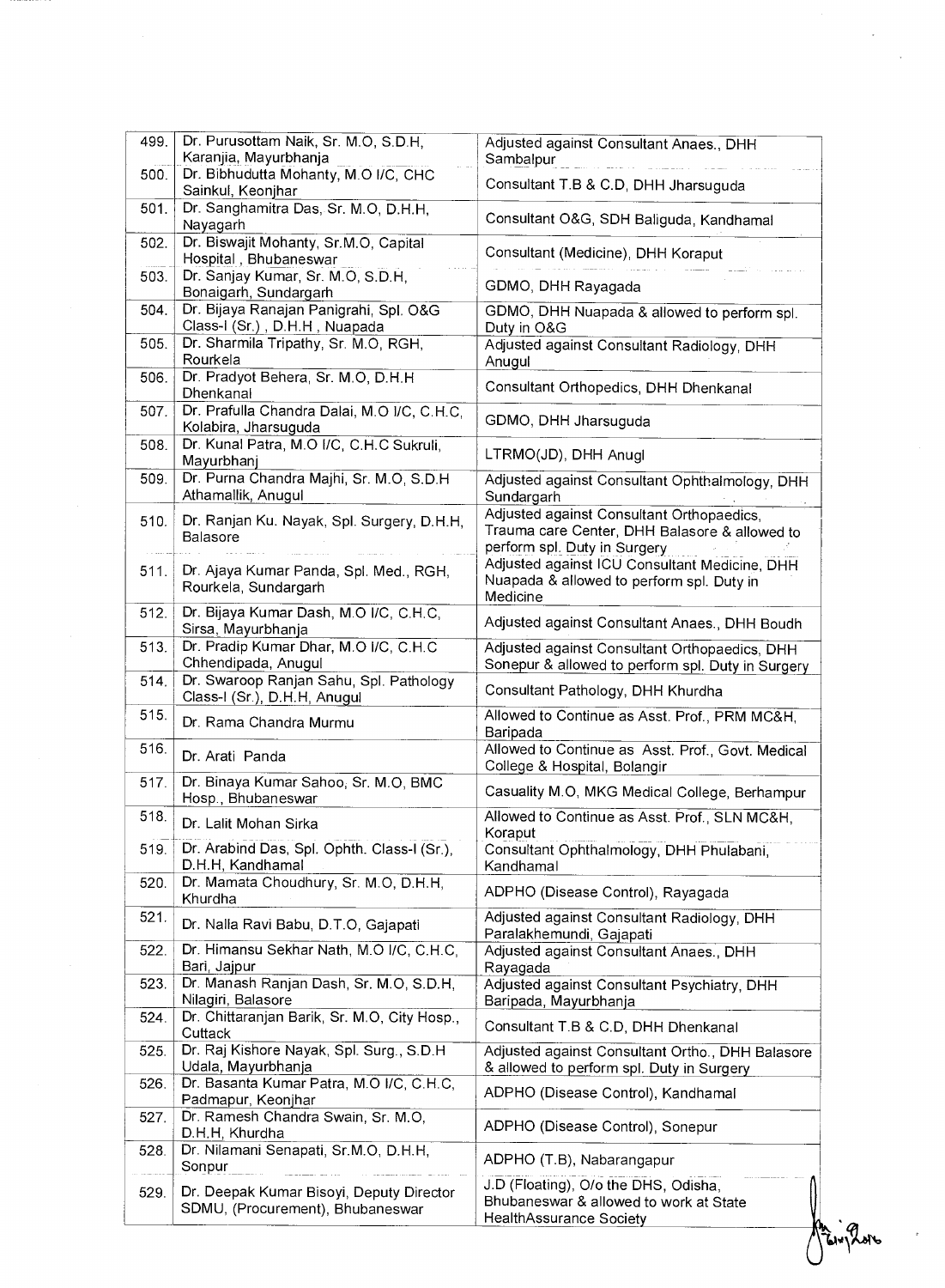| | | |
|---|---|---|
| 499. | Dr. Purusottam Naik, Sr. M.O, S.D.H, Karanjia, Mayurbhanja | Adjusted against Consultant Anaes., DHH Sambalpur |
| 500. | Dr. Bibhudutta Mohanty, M.O I/C, CHC Sainkul, Keonjhar | Consultant T.B & C.D, DHH Jharsuguda |
| 501. | Dr. Sanghamitra Das, Sr. M.O, D.H.H, Nayagarh | Consultant O&G, SDH Baliguda, Kandhamal |
| 502. | Dr. Biswajit Mohanty, Sr.M.O, Capital Hospital , Bhubaneswar | Consultant (Medicine), DHH Koraput |
| 503. | Dr. Sanjay Kumar, Sr. M.O, S.D.H, Bonaigarh, Sundargarh | GDMO, DHH Rayagada |
| 504. | Dr. Bijaya Ranajan Panigrahi, Spl. O&G Class-I (Sr.) , D.H.H , Nuapada | GDMO, DHH Nuapada & allowed to perform spl. Duty in O&G |
| 505. | Dr. Sharmila Tripathy, Sr. M.O, RGH, Rourkela | Adjusted against Consultant Radiology, DHH Anugul |
| 506. | Dr. Pradyot Behera, Sr. M.O, D.H.H Dhenkanal | Consultant Orthopedics, DHH Dhenkanal |
| 507. | Dr. Prafulla Chandra Dalai, M.O I/C, C.H.C, Kolabira, Jharsuguda | GDMO, DHH Jharsuguda |
| 508. | Dr. Kunal Patra, M.O I/C, C.H.C Sukruli, Mayurbhanj | LTRMO(JD), DHH Anugl |
| 509. | Dr. Purna Chandra Majhi, Sr. M.O, S.D.H Athamallik, Anugul | Adjusted against Consultant Ophthalmology, DHH Sundargarh |
| 510. | Dr. Ranjan Ku. Nayak, Spl. Surgery, D.H.H, Balasore | Adjusted against Consultant Orthopaedics, Trauma care Center, DHH Balasore & allowed to perform spl. Duty in Surgery |
| 511. | Dr. Ajaya Kumar Panda, Spl. Med., RGH, Rourkela, Sundargarh | Adjusted against ICU Consultant Medicine, DHH Nuapada & allowed to perform spl. Duty in Medicine |
| 512. | Dr. Bijaya Kumar Dash, M.O I/C, C.H.C, Sirsa, Mayurbhanja | Adjusted against Consultant Anaes., DHH Boudh |
| 513. | Dr. Pradip Kumar Dhar, M.O I/C, C.H.C Chhendipada, Anugul | Adjusted against Consultant Orthopaedics, DHH Sonepur & allowed to perform spl. Duty in Surgery |
| 514. | Dr. Swaroop Ranjan Sahu, Spl. Pathology Class-I (Sr.), D.H.H, Anugul | Consultant Pathology, DHH Khurdha |
| 515. | Dr. Rama Chandra Murmu | Allowed to Continue as Asst. Prof., PRM MC&H, Baripada |
| 516. | Dr. Arati Panda | Allowed to Continue as Asst. Prof., Govt. Medical College & Hospital, Bolangir |
| 517. | Dr. Binaya Kumar Sahoo, Sr. M.O, BMC Hosp., Bhubaneswar | Casuality M.O, MKG Medical College, Berhampur |
| 518. | Dr. Lalit Mohan Sirka | Allowed to Continue as Asst. Prof., SLN MC&H, Koraput |
| 519. | Dr. Arabind Das, Spl. Ophth. Class-I (Sr.), D.H.H, Kandhamal | Consultant Ophthalmology, DHH Phulabani, Kandhamal |
| 520. | Dr. Mamata Choudhury, Sr. M.O, D.H.H, Khurdha | ADPHO (Disease Control), Rayagada |
| 521. | Dr. Nalla Ravi Babu, D.T.O, Gajapati | Adjusted against Consultant Radiology, DHH Paralakhemundi, Gajapati |
| 522. | Dr. Himansu Sekhar Nath, M.O I/C, C.H.C, Bari, Jajpur | Adjusted against Consultant Anaes., DHH Rayagada |
| 523. | Dr. Manash Ranjan Dash, Sr. M.O, S.D.H, Nilagiri, Balasore | Adjusted against Consultant Psychiatry, DHH Baripada, Mayurbhanja |
| 524. | Dr. Chittaranjan Barik, Sr. M.O, City Hosp., Cuttack | Consultant T.B & C.D, DHH Dhenkanal |
| 525. | Dr. Raj Kishore Nayak, Spl. Surg., S.D.H Udala, Mayurbhanja | Adjusted against Consultant Ortho., DHH Balasore & allowed to perform spl. Duty in Surgery |
| 526. | Dr. Basanta Kumar Patra, M.O I/C, C.H.C, Padmapur, Keonjhar | ADPHO (Disease Control), Kandhamal |
| 527. | Dr. Ramesh Chandra Swain, Sr. M.O, D.H.H, Khurdha | ADPHO (Disease Control), Sonepur |
| 528. | Dr. Nilamani Senapati, Sr.M.O, D.H.H, Sonpur | ADPHO (T.B), Nabarangapur |
| 529. | Dr. Deepak Kumar Bisoyi, Deputy Director SDMU, (Procurement), Bhubaneswar | J.D (Floating), O/o the DHS, Odisha, Bhubaneswar & allowed to work at State HealthAssurance Society |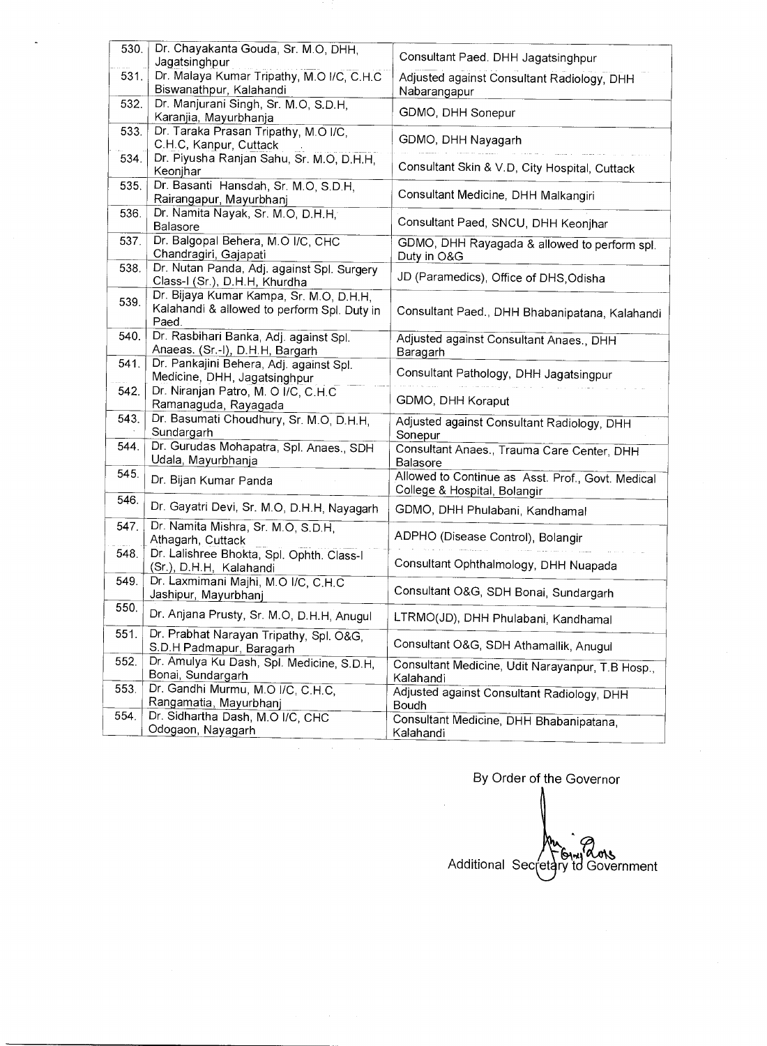| | | |
|---|---|---|
| 530. | Dr. Chayakanta Gouda, Sr. M.O, DHH, Jagatsinghpur | Consultant Paed. DHH Jagatsinghpur |
| 531. | Dr. Malaya Kumar Tripathy, M.O I/C, C.H.C Biswanathpur, Kalahandi | Adjusted against Consultant Radiology, DHH Nabarangapur |
| 532. | Dr. Manjurani Singh, Sr. M.O, S.D.H, Karanjia, Mayurbhanja | GDMO, DHH Sonepur |
| 533. | Dr. Taraka Prasan Tripathy, M.O I/C, C.H.C, Kanpur, Cuttack | GDMO, DHH Nayagarh |
| 534. | Dr. Piyusha Ranjan Sahu, Sr. M.O, D.H.H, Keonjhar | Consultant Skin & V.D, City Hospital, Cuttack |
| 535. | Dr. Basanti Hansdah, Sr. M.O, S.D.H, Rairangapur, Mayurbhanj | Consultant Medicine, DHH Malkangiri |
| 536. | Dr. Namita Nayak, Sr. M.O, D.H.H, Balasore | Consultant Paed, SNCU, DHH Keonjhar |
| 537. | Dr. Balgopal Behera, M.O I/C, CHC Chandragiri, Gajapati | GDMO, DHH Rayagada & allowed to perform spl. Duty in O&G |
| 538. | Dr. Nutan Panda, Adj. against Spl. Surgery Class-I (Sr.), D.H.H, Khurdha | JD (Paramedics), Office of DHS,Odisha |
| 539. | Dr. Bijaya Kumar Kampa, Sr. M.O, D.H.H, Kalahandi & allowed to perform Spl. Duty in Paed. | Consultant Paed., DHH Bhabanipatana, Kalahandi |
| 540. | Dr. Rasbihari Banka, Adj. against Spl. Anaeas. (Sr.-I), D.H.H, Bargarh | Adjusted against Consultant Anaes., DHH Baragarh |
| 541. | Dr. Pankajini Behera, Adj. against Spl. Medicine, DHH, Jagatsinghpur | Consultant Pathology, DHH Jagatsingpur |
| 542. | Dr. Niranjan Patro, M. O I/C, C.H.C Ramanaguda, Rayagada | GDMO, DHH Koraput |
| 543. | Dr. Basumati Choudhury, Sr. M.O, D.H.H, Sundargarh | Adjusted against Consultant Radiology, DHH Sonepur |
| 544. | Dr. Gurudas Mohapatra, Spl. Anaes., SDH Udala, Mayurbhanja | Consultant Anaes., Trauma Care Center, DHH Balasore |
| 545. | Dr. Bijan Kumar Panda | Allowed to Continue as Asst. Prof., Govt. Medical College & Hospital, Bolangir |
| 546. | Dr. Gayatri Devi, Sr. M.O, D.H.H, Nayagarh | GDMO, DHH Phulabani, Kandhamal |
| 547. | Dr. Namita Mishra, Sr. M.O, S.D.H, Athagarh, Cuttack | ADPHO (Disease Control), Bolangir |
| 548. | Dr. Lalishree Bhokta, Spl. Ophth. Class-I (Sr.), D.H.H, Kalahandi | Consultant Ophthalmology, DHH Nuapada |
| 549. | Dr. Laxmimani Majhi, M.O I/C, C.H.C Jashipur, Mayurbhanj | Consultant O&G, SDH Bonai, Sundargarh |
| 550. | Dr. Anjana Prusty, Sr. M.O, D.H.H, Anugul | LTRMO(JD), DHH Phulabani, Kandhamal |
| 551. | Dr. Prabhat Narayan Tripathy, Spl. O&G, S.D.H Padmapur, Baragarh | Consultant O&G, SDH Athamallik, Anugul |
| 552. | Dr. Amulya Ku Dash, Spl. Medicine, S.D.H, Bonai, Sundargarh | Consultant Medicine, Udit Narayanpur, T.B Hosp., Kalahandi |
| 553. | Dr. Gandhi Murmu, M.O I/C, C.H.C, Rangamatia, Mayurbhanj | Adjusted against Consultant Radiology, DHH Boudh |
| 554. | Dr. Sidhartha Dash, M.O I/C, CHC Odogaon, Nayagarh | Consultant Medicine, DHH Bhabanipatana, Kalahandi |

By Order of the Governor

Additional Secretary to Government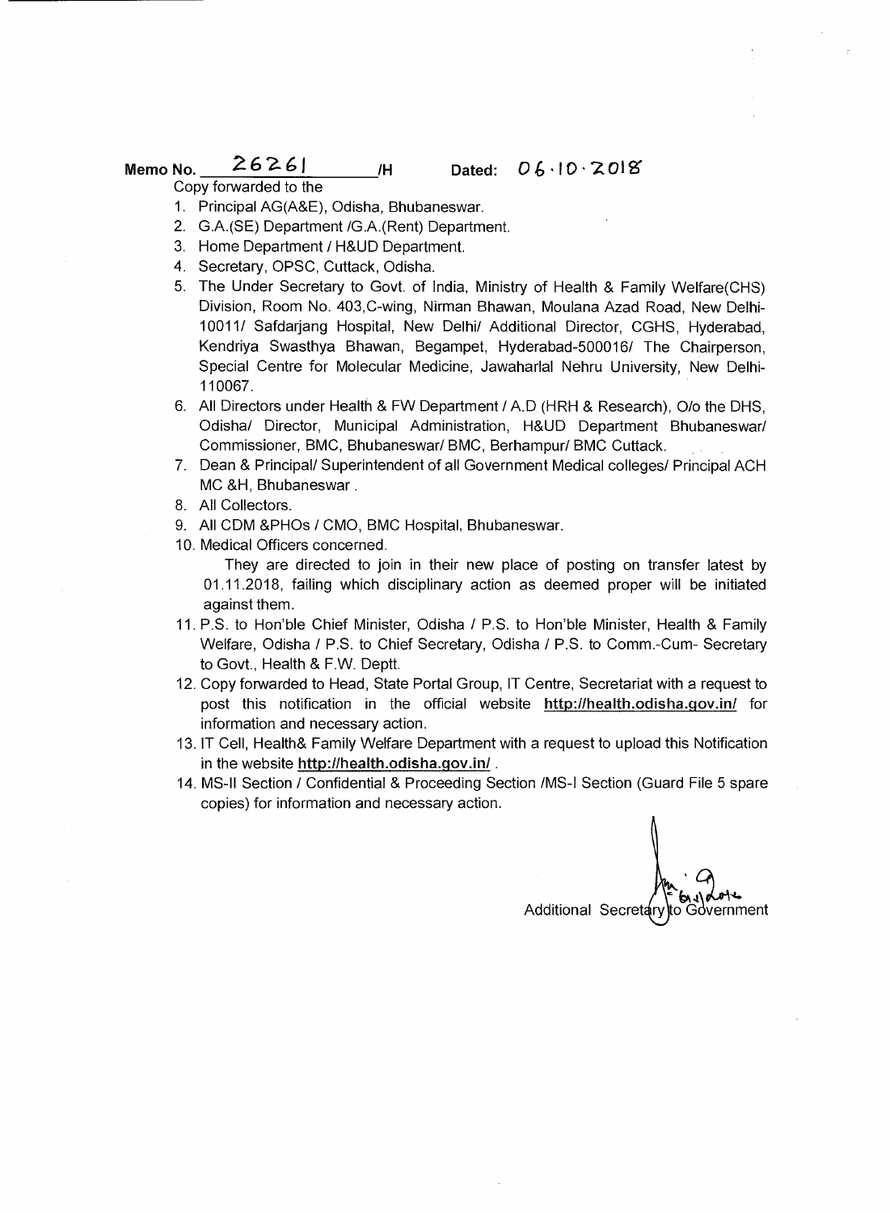**Memo No. 26261 /H Dated: 06.10.2018**

Copy forwarded to the

1. Principal AG(A&E), Odisha, Bhubaneswar.
2. G.A.(SE) Department /G.A.(Rent) Department.
3. Home Department / H&UD Department.
4. Secretary, OPSC, Cuttack, Odisha.
5. The Under Secretary to Govt. of India, Ministry of Health & Family Welfare(CHS) Division, Room No. 403,C-wing, Nirman Bhawan, Moulana Azad Road, New Delhi-10011/ Safdarjang Hospital, New Delhi/ Additional Director, CGHS, Hyderabad, Kendriya Swasthya Bhawan, Begampet, Hyderabad-500016/ The Chairperson, Special Centre for Molecular Medicine, Jawaharlal Nehru University, New Delhi-110067.
6. All Directors under Health & FW Department / A.D (HRH & Research), O/o the DHS, Odisha/ Director, Municipal Administration, H&UD Department Bhubaneswar/ Commissioner, BMC, Bhubaneswar/ BMC, Berhampur/ BMC Cuttack.
7. Dean & Principal/ Superintendent of all Government Medical colleges/ Principal ACH MC &H, Bhubaneswar .
8. All Collectors.
9. All CDM &PHOs / CMO, BMC Hospital, Bhubaneswar.
10. Medical Officers concerned.

    They are directed to join in their new place of posting on transfer latest by 01.11.2018, failing which disciplinary action as deemed proper will be initiated against them.
11. P.S. to Hon'ble Chief Minister, Odisha / P.S. to Hon'ble Minister, Health & Family Welfare, Odisha / P.S. to Chief Secretary, Odisha / P.S. to Comm.-Cum- Secretary to Govt., Health & F.W. Deptt.
12. Copy forwarded to Head, State Portal Group, IT Centre, Secretariat with a request to post this notification in the official website **http://health.odisha.gov.in/** for information and necessary action.
13. IT Cell, Health& Family Welfare Department with a request to upload this Notification in the website **http://health.odisha.gov.in/** .
14. MS-II Section / Confidential & Proceeding Section /MS-I Section (Guard File 5 spare copies) for information and necessary action.

Additional Secretary to Government